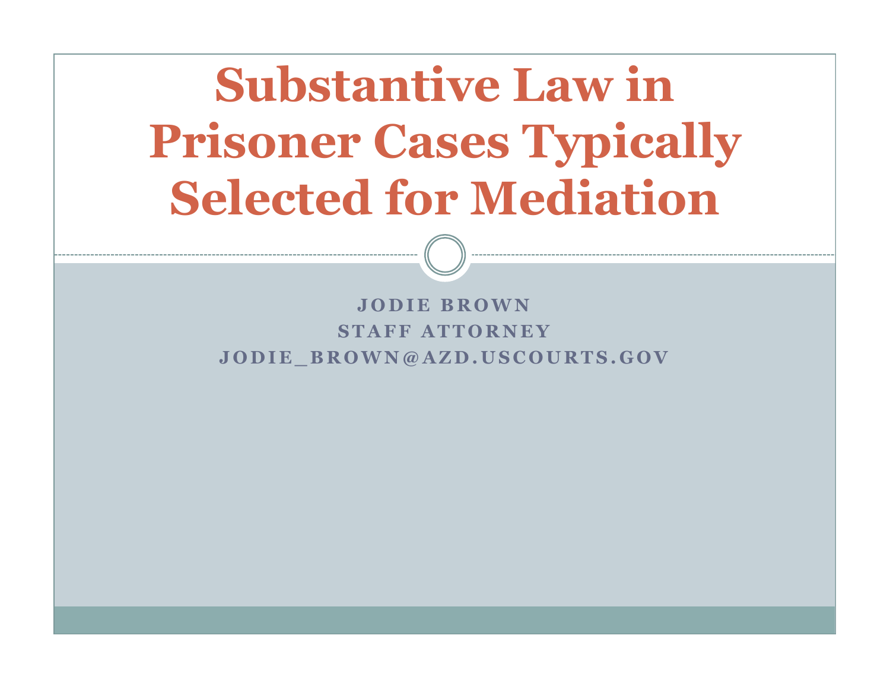# Substantive Law in Prisoner Cases Typically Selected for Mediation

**JODIE BROWN**
**STAFF ATTORNEY**
**JODIE_BROWN@AZD.USCOURTS.GOV**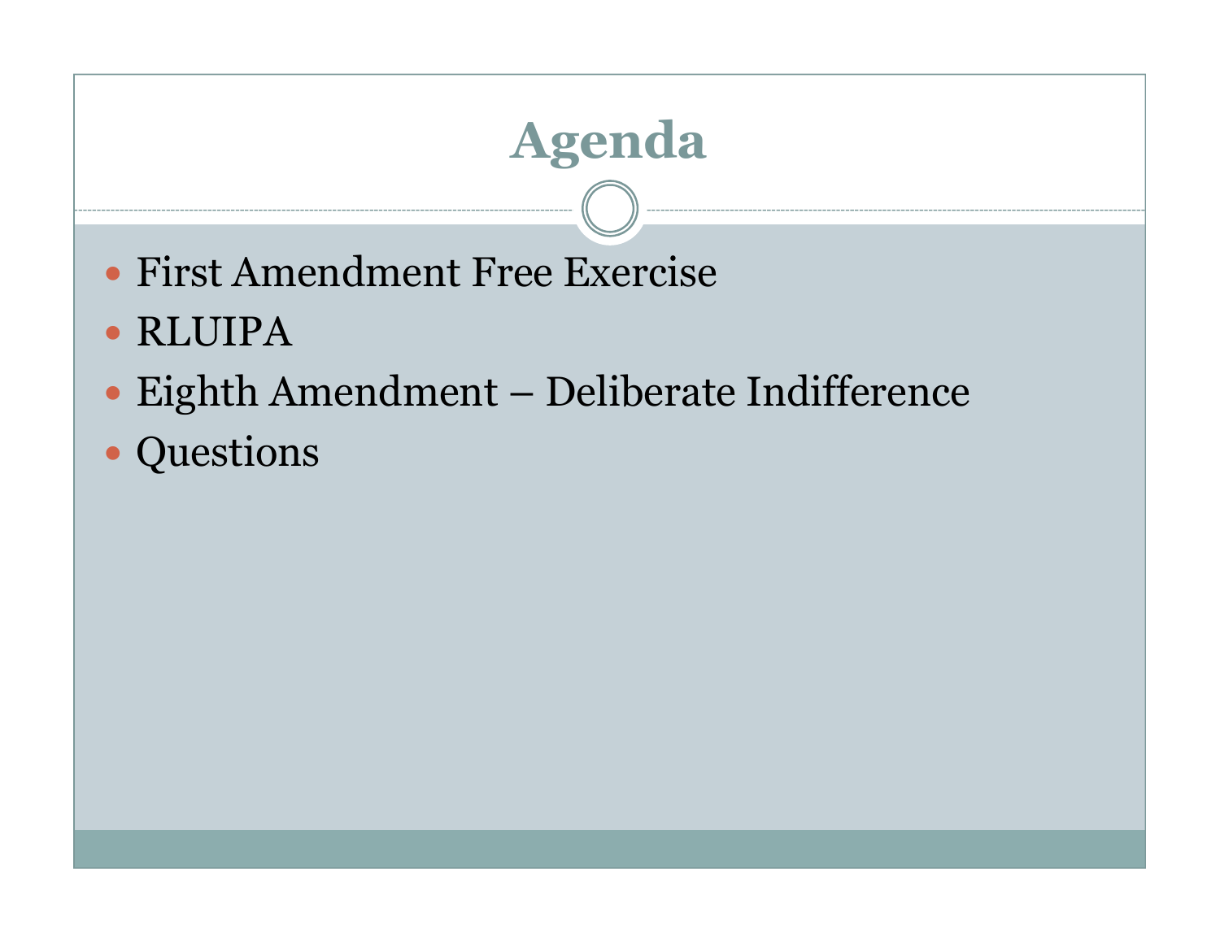# Agenda

- First Amendment Free Exercise
- RLUIPA
- Eighth Amendment – Deliberate Indifference
- Questions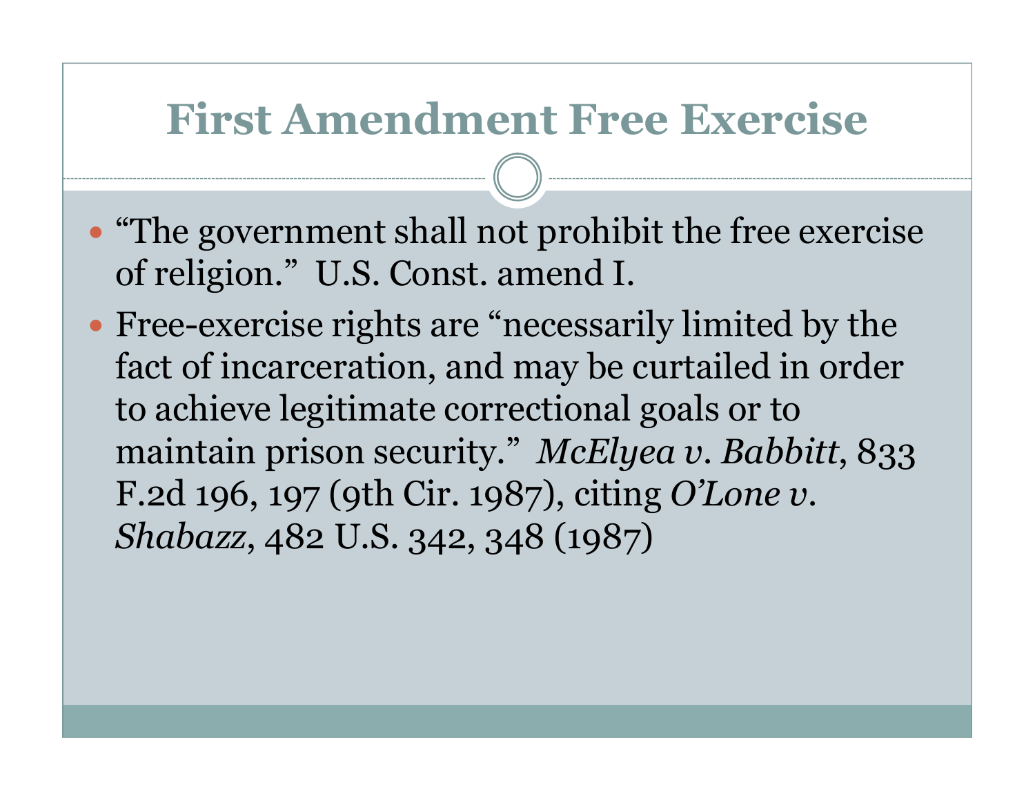# First Amendment Free Exercise

- "The government shall not prohibit the free exercise of religion." U.S. Const. amend I.
- Free-exercise rights are "necessarily limited by the fact of incarceration, and may be curtailed in order to achieve legitimate correctional goals or to maintain prison security." *McElyea v. Babbitt*, 833 F.2d 196, 197 (9th Cir. 1987), citing *O'Lone v. Shabazz*, 482 U.S. 342, 348 (1987)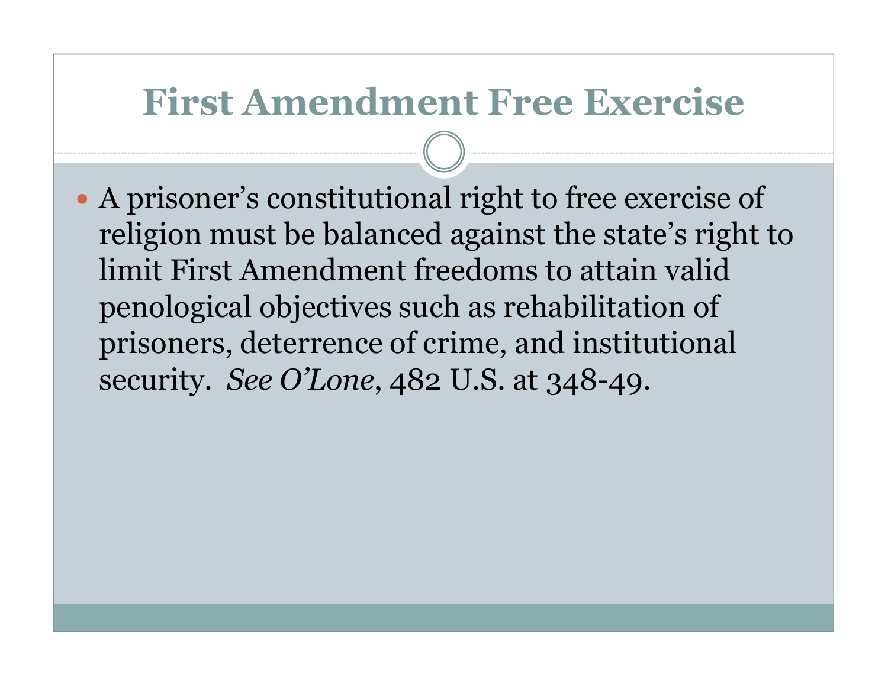# First Amendment Free Exercise

- A prisoner's constitutional right to free exercise of religion must be balanced against the state's right to limit First Amendment freedoms to attain valid penological objectives such as rehabilitation of prisoners, deterrence of crime, and institutional security. *See O'Lone*, 482 U.S. at 348-49.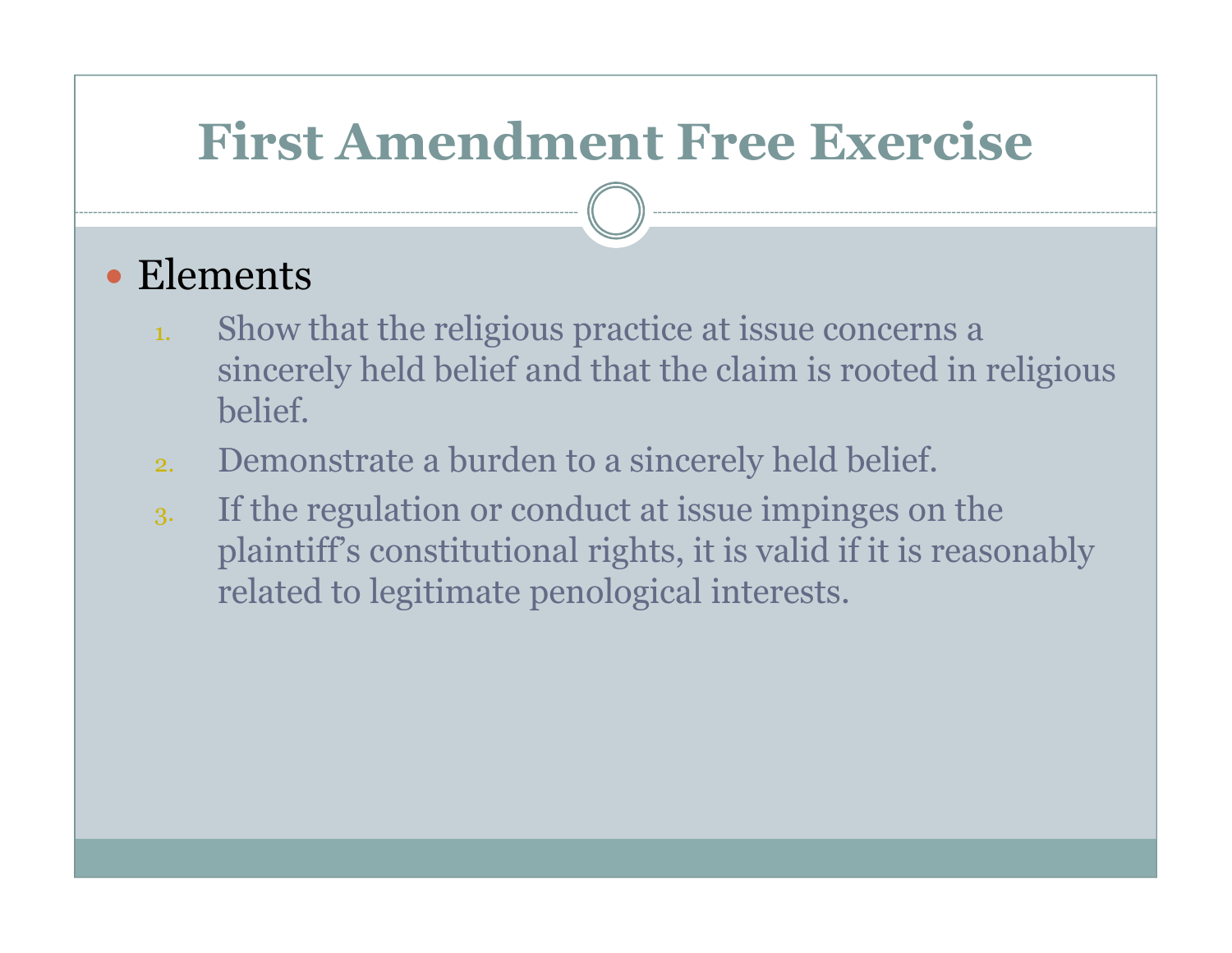# First Amendment Free Exercise

- Elements
  1. Show that the religious practice at issue concerns a sincerely held belief and that the claim is rooted in religious belief.
  2. Demonstrate a burden to a sincerely held belief.
  3. If the regulation or conduct at issue impinges on the plaintiff's constitutional rights, it is valid if it is reasonably related to legitimate penological interests.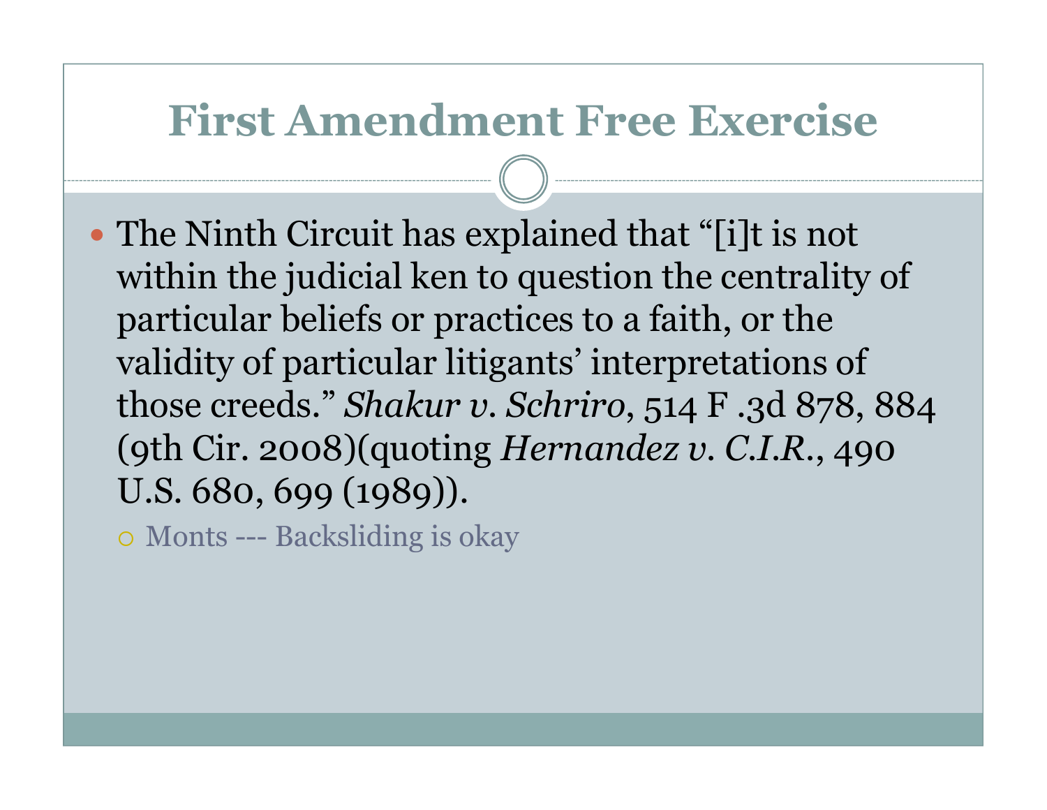# First Amendment Free Exercise

- The Ninth Circuit has explained that "[i]t is not within the judicial ken to question the centrality of particular beliefs or practices to a faith, or the validity of particular litigants' interpretations of those creeds." *Shakur v. Schriro*, 514 F .3d 878, 884 (9th Cir. 2008)(quoting *Hernandez v. C.I.R.*, 490 U.S. 680, 699 (1989)).
  - Monts --- Backsliding is okay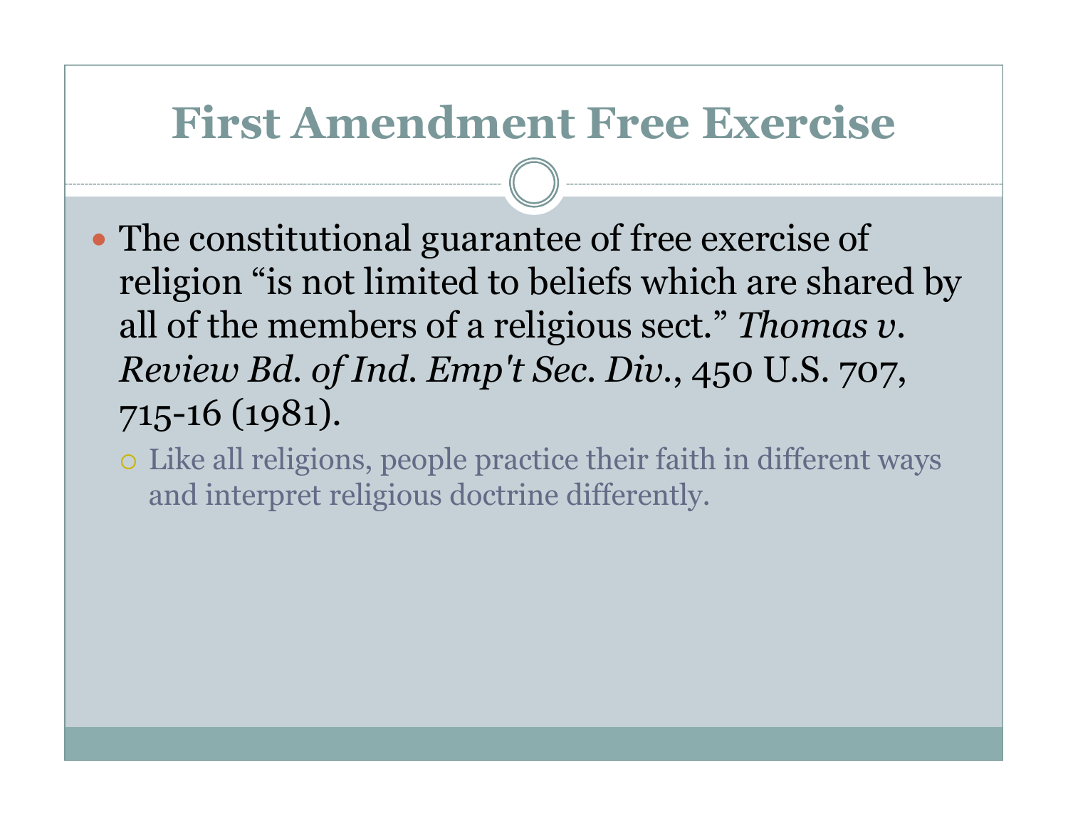# First Amendment Free Exercise

- The constitutional guarantee of free exercise of religion "is not limited to beliefs which are shared by all of the members of a religious sect." *Thomas v. Review Bd. of Ind. Emp't Sec. Div.*, 450 U.S. 707, 715-16 (1981).
  - Like all religions, people practice their faith in different ways and interpret religious doctrine differently.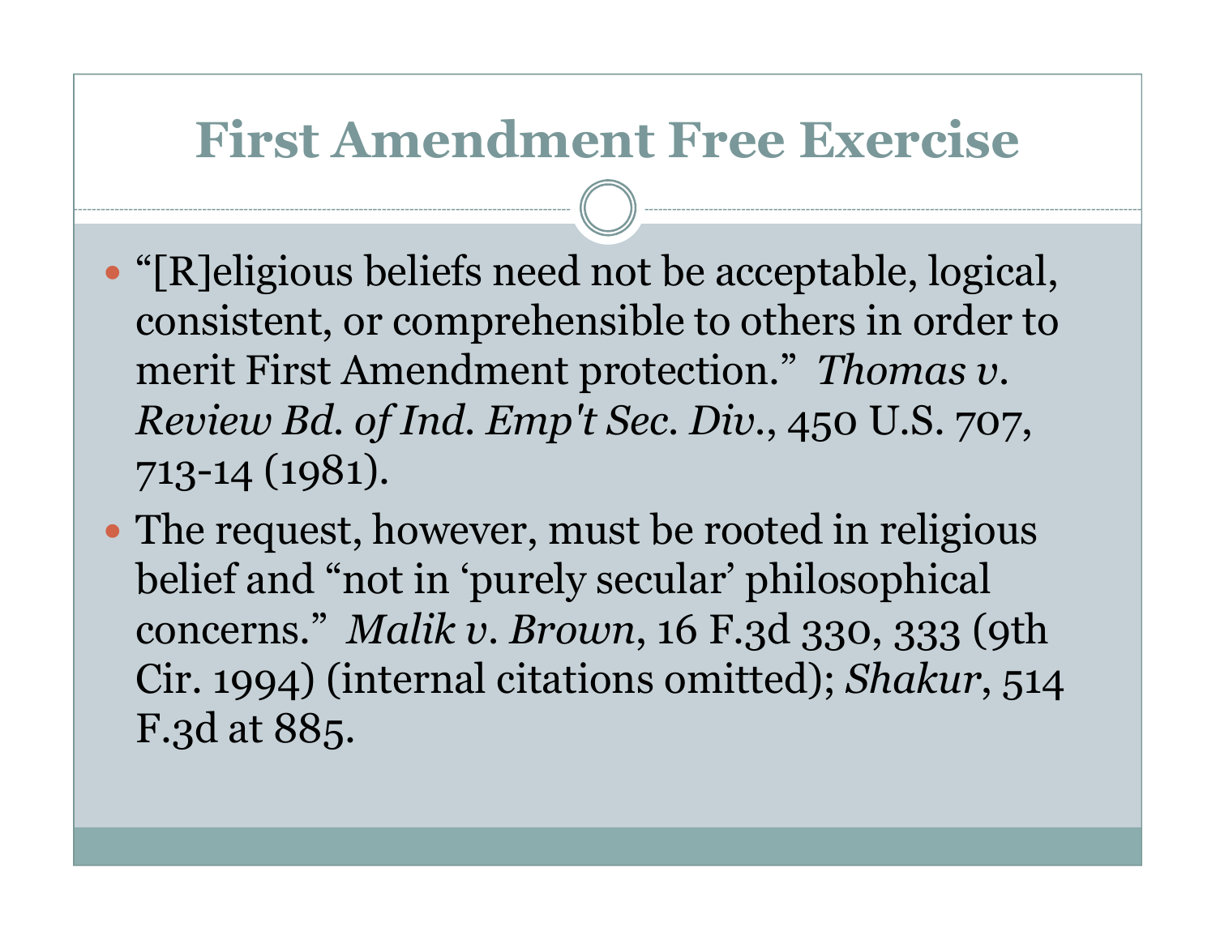# First Amendment Free Exercise

- "[R]eligious beliefs need not be acceptable, logical, consistent, or comprehensible to others in order to merit First Amendment protection." *Thomas v. Review Bd. of Ind. Emp't Sec. Div.*, 450 U.S. 707, 713-14 (1981).
- The request, however, must be rooted in religious belief and "not in 'purely secular' philosophical concerns." *Malik v. Brown*, 16 F.3d 330, 333 (9th Cir. 1994) (internal citations omitted); *Shakur*, 514 F.3d at 885.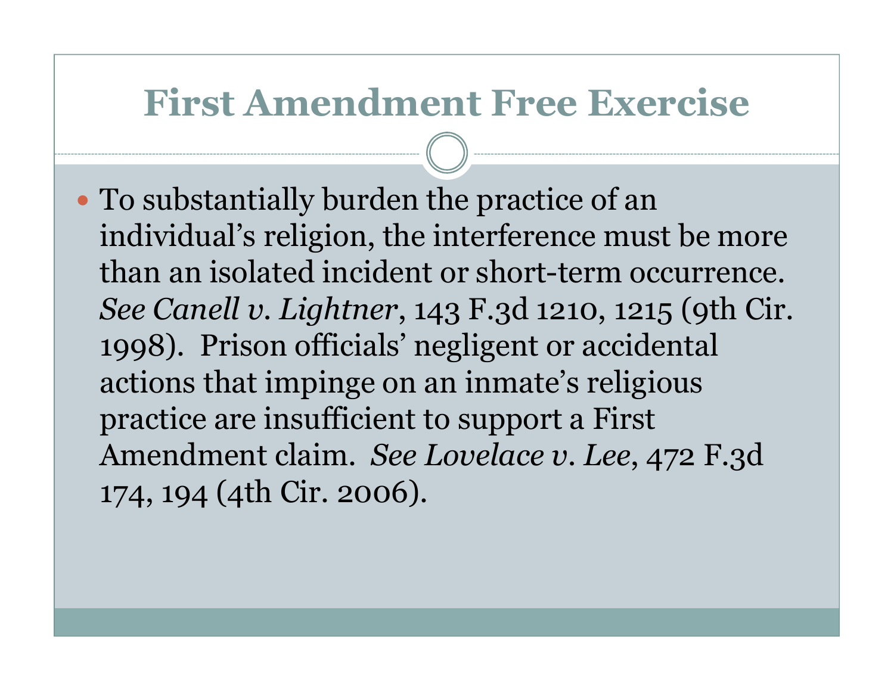# First Amendment Free Exercise

- To substantially burden the practice of an individual's religion, the interference must be more than an isolated incident or short-term occurrence. *See Canell v. Lightner*, 143 F.3d 1210, 1215 (9th Cir. 1998). Prison officials' negligent or accidental actions that impinge on an inmate's religious practice are insufficient to support a First Amendment claim. *See Lovelace v. Lee*, 472 F.3d 174, 194 (4th Cir. 2006).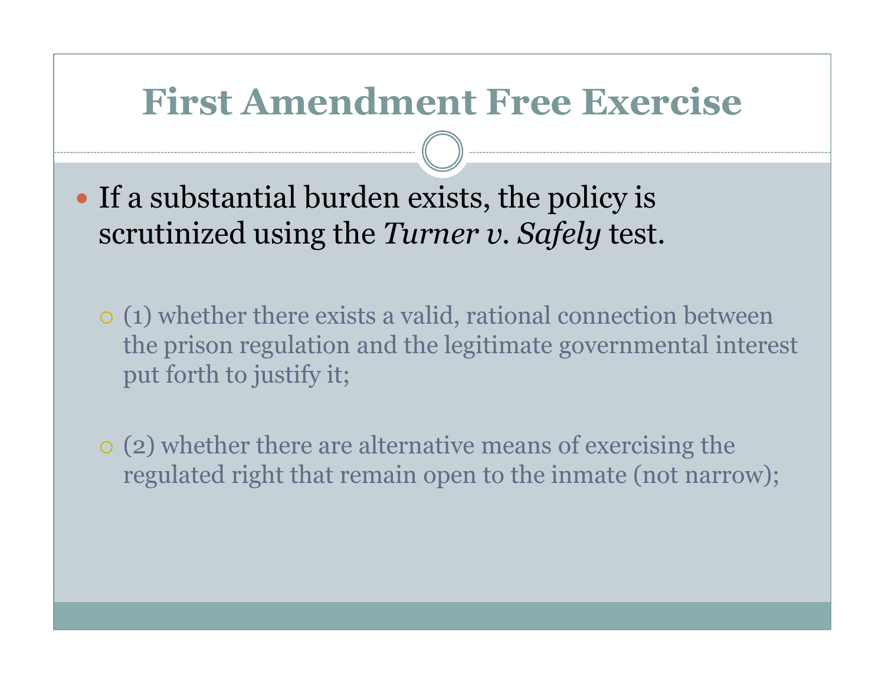# First Amendment Free Exercise

- If a substantial burden exists, the policy is scrutinized using the *Turner v. Safely* test.
  - (1) whether there exists a valid, rational connection between the prison regulation and the legitimate governmental interest put forth to justify it;
  - (2) whether there are alternative means of exercising the regulated right that remain open to the inmate (not narrow);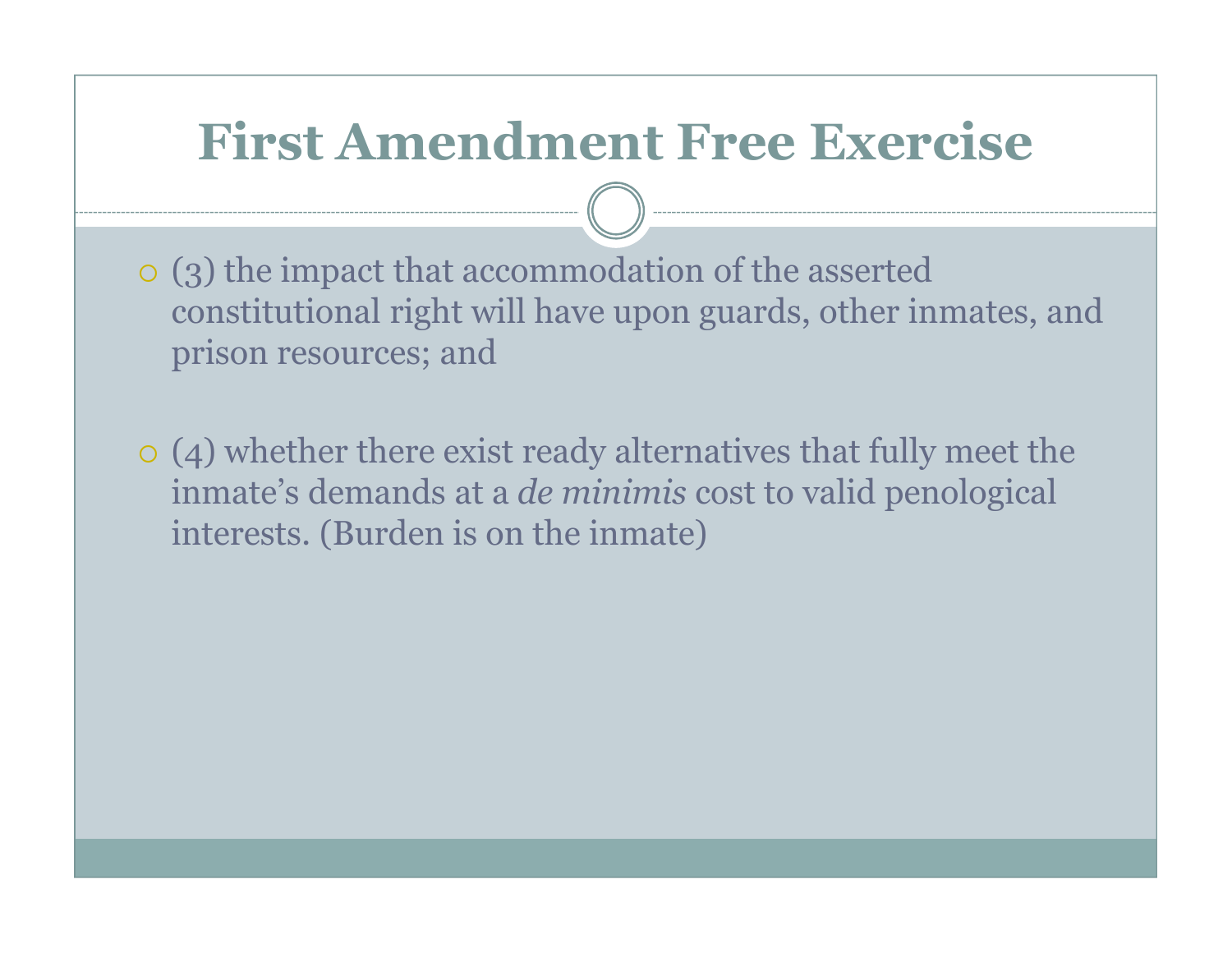# First Amendment Free Exercise

- (3) the impact that accommodation of the asserted constitutional right will have upon guards, other inmates, and prison resources; and

- (4) whether there exist ready alternatives that fully meet the inmate's demands at a *de minimis* cost to valid penological interests. (Burden is on the inmate)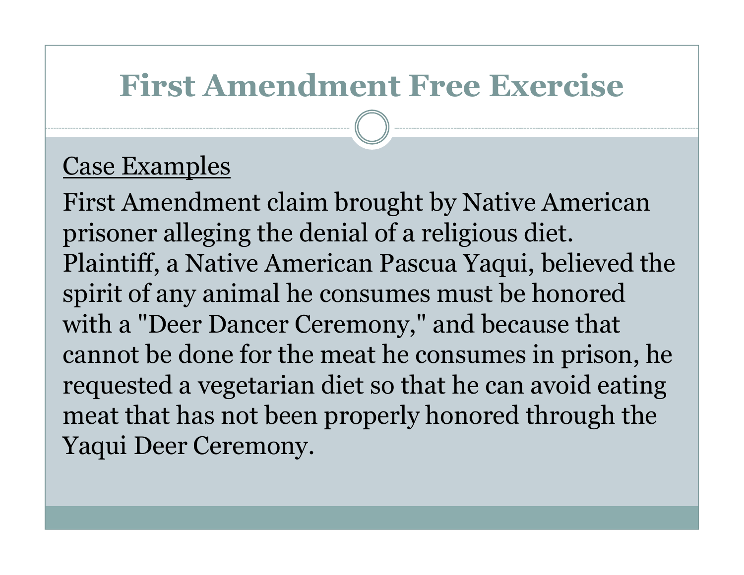# First Amendment Free Exercise

<u>Case Examples</u>

First Amendment claim brought by Native American prisoner alleging the denial of a religious diet. Plaintiff, a Native American Pascua Yaqui, believed the spirit of any animal he consumes must be honored with a "Deer Dancer Ceremony," and because that cannot be done for the meat he consumes in prison, he requested a vegetarian diet so that he can avoid eating meat that has not been properly honored through the Yaqui Deer Ceremony.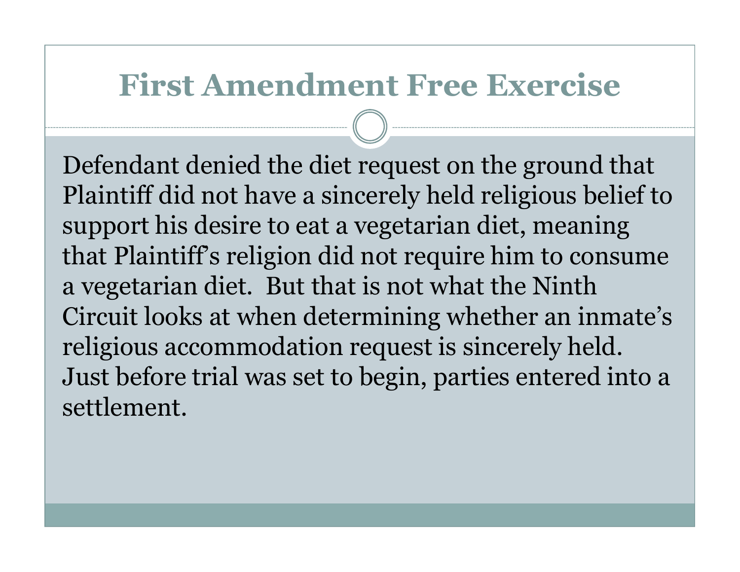# First Amendment Free Exercise

Defendant denied the diet request on the ground that Plaintiff did not have a sincerely held religious belief to support his desire to eat a vegetarian diet, meaning that Plaintiff's religion did not require him to consume a vegetarian diet. But that is not what the Ninth Circuit looks at when determining whether an inmate's religious accommodation request is sincerely held. Just before trial was set to begin, parties entered into a settlement.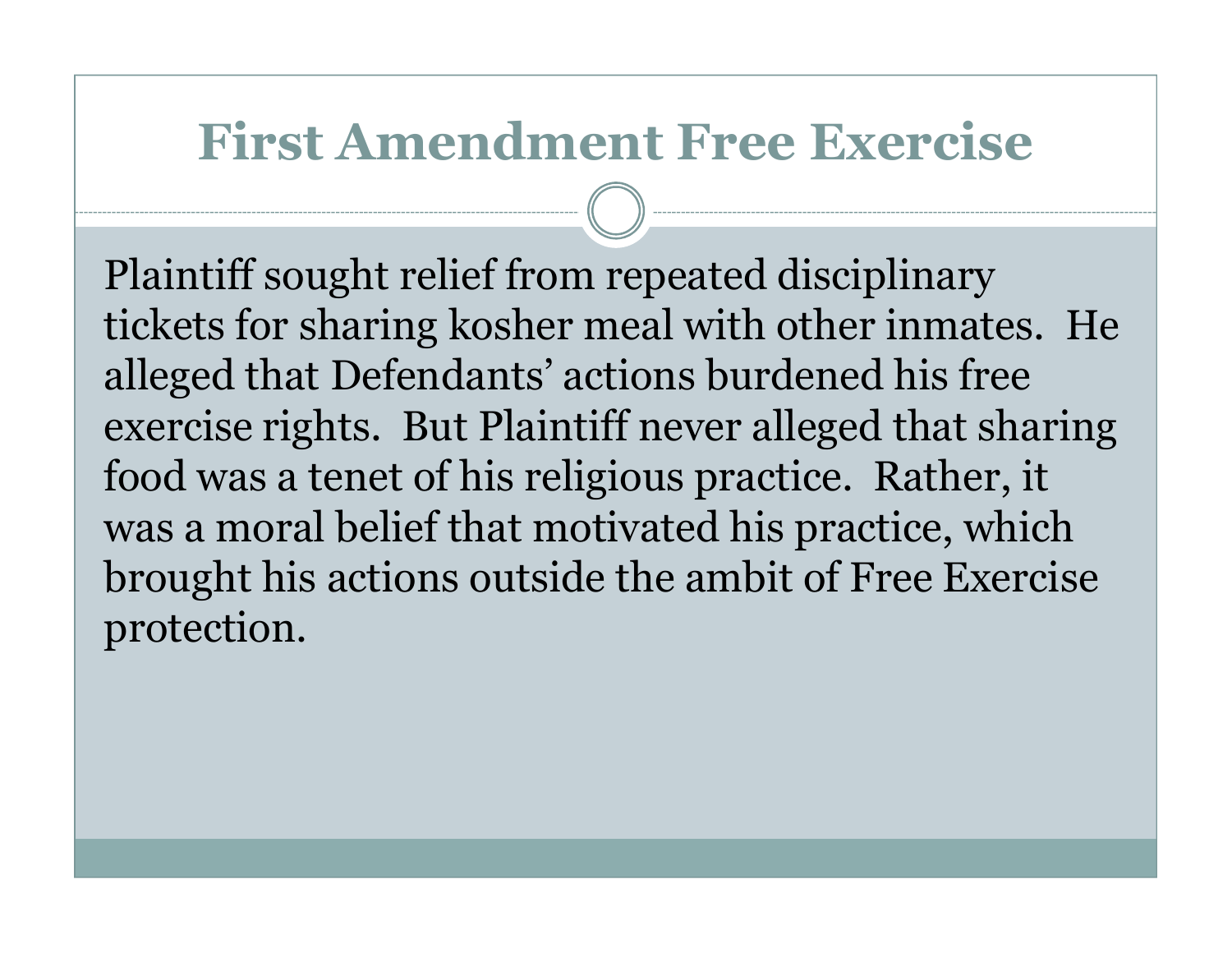# First Amendment Free Exercise

Plaintiff sought relief from repeated disciplinary tickets for sharing kosher meal with other inmates. He alleged that Defendants' actions burdened his free exercise rights. But Plaintiff never alleged that sharing food was a tenet of his religious practice. Rather, it was a moral belief that motivated his practice, which brought his actions outside the ambit of Free Exercise protection.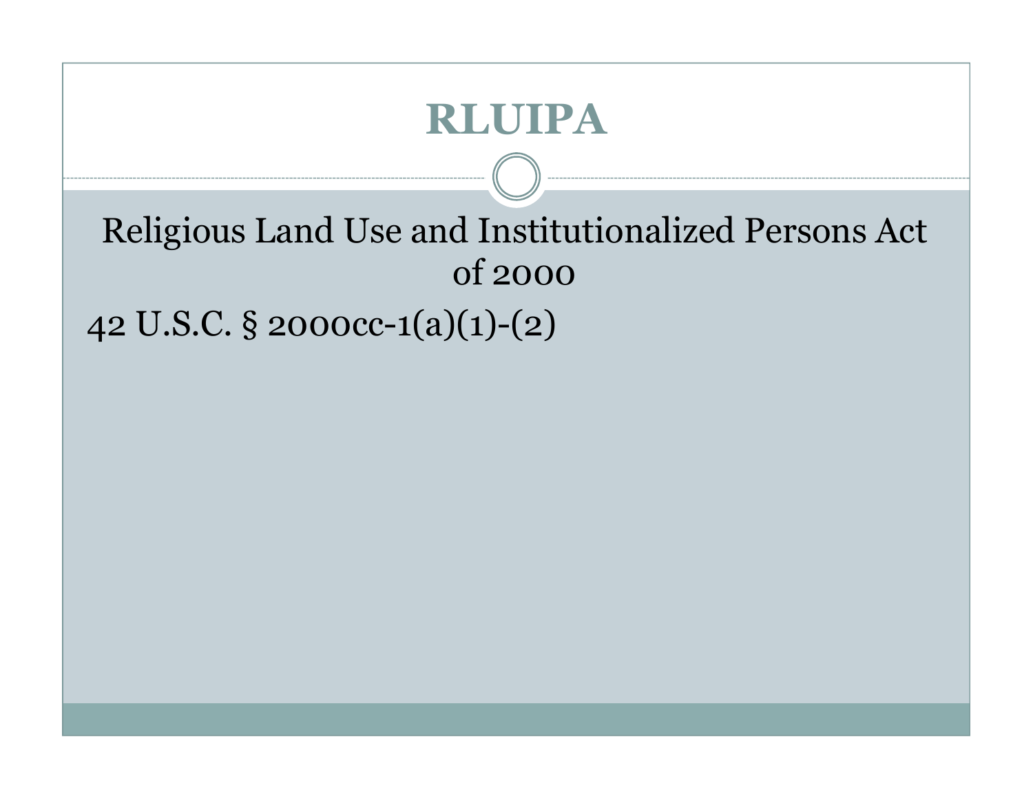# RLUIPA

Religious Land Use and Institutionalized Persons Act of 2000

42 U.S.C. § 2000cc-1(a)(1)-(2)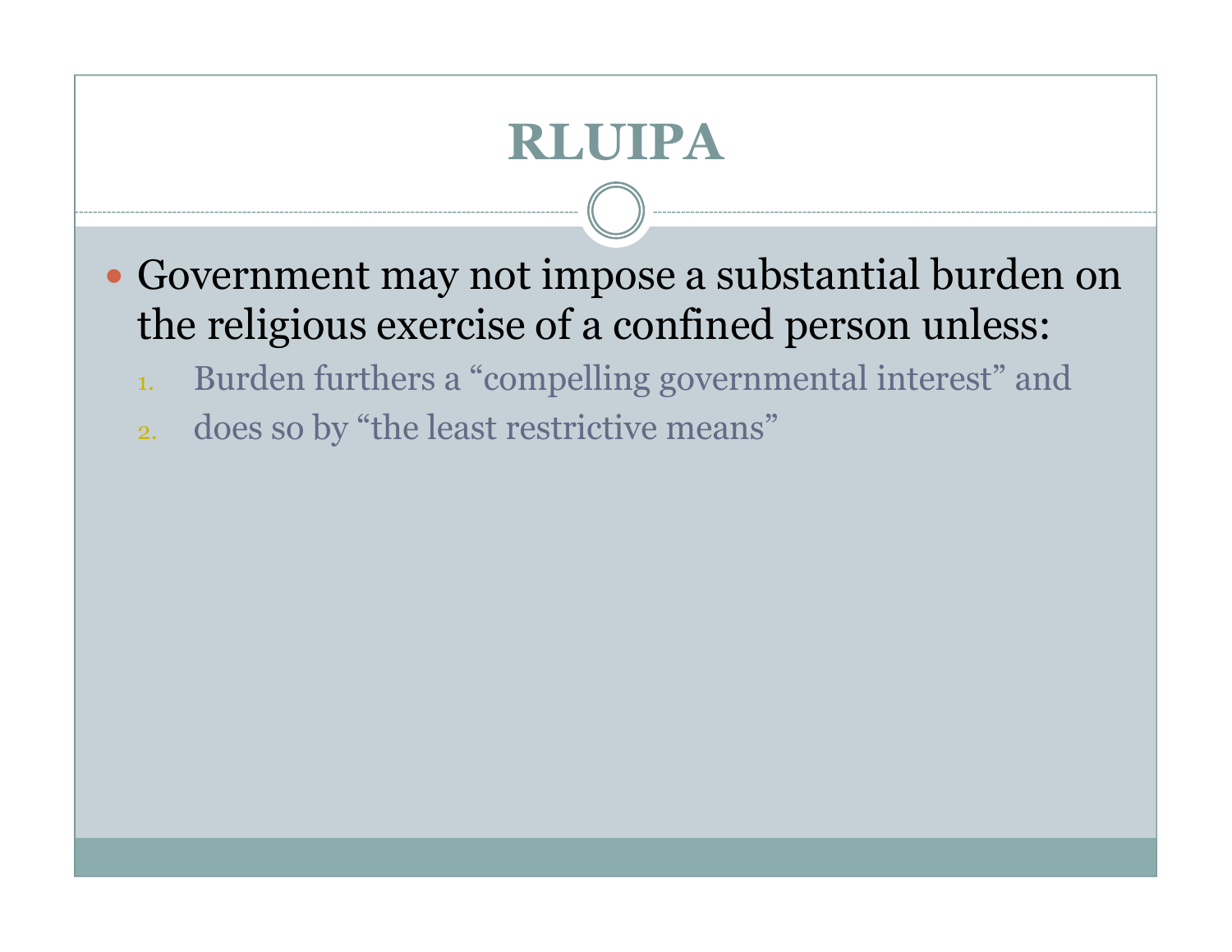# RLUIPA

- Government may not impose a substantial burden on the religious exercise of a confined person unless:
  1. Burden furthers a "compelling governmental interest" and
  2. does so by "the least restrictive means"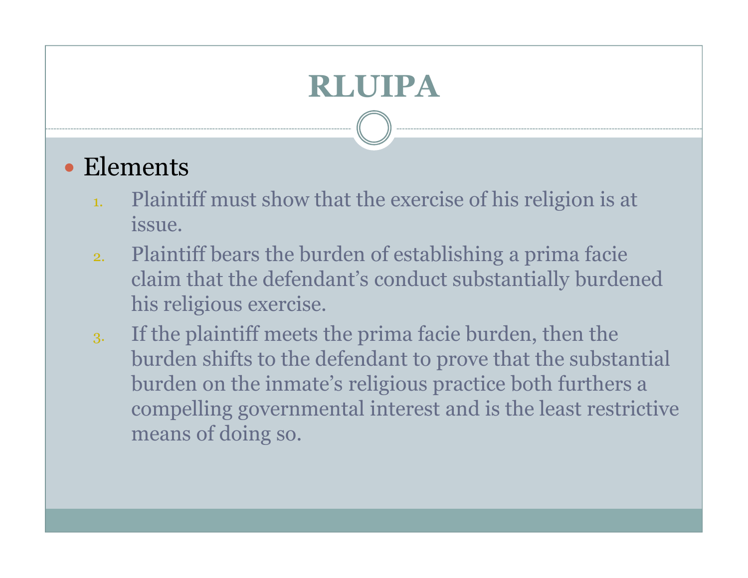# RLUIPA

- Elements
  1. Plaintiff must show that the exercise of his religion is at issue.
  2. Plaintiff bears the burden of establishing a prima facie claim that the defendant's conduct substantially burdened his religious exercise.
  3. If the plaintiff meets the prima facie burden, then the burden shifts to the defendant to prove that the substantial burden on the inmate's religious practice both furthers a compelling governmental interest and is the least restrictive means of doing so.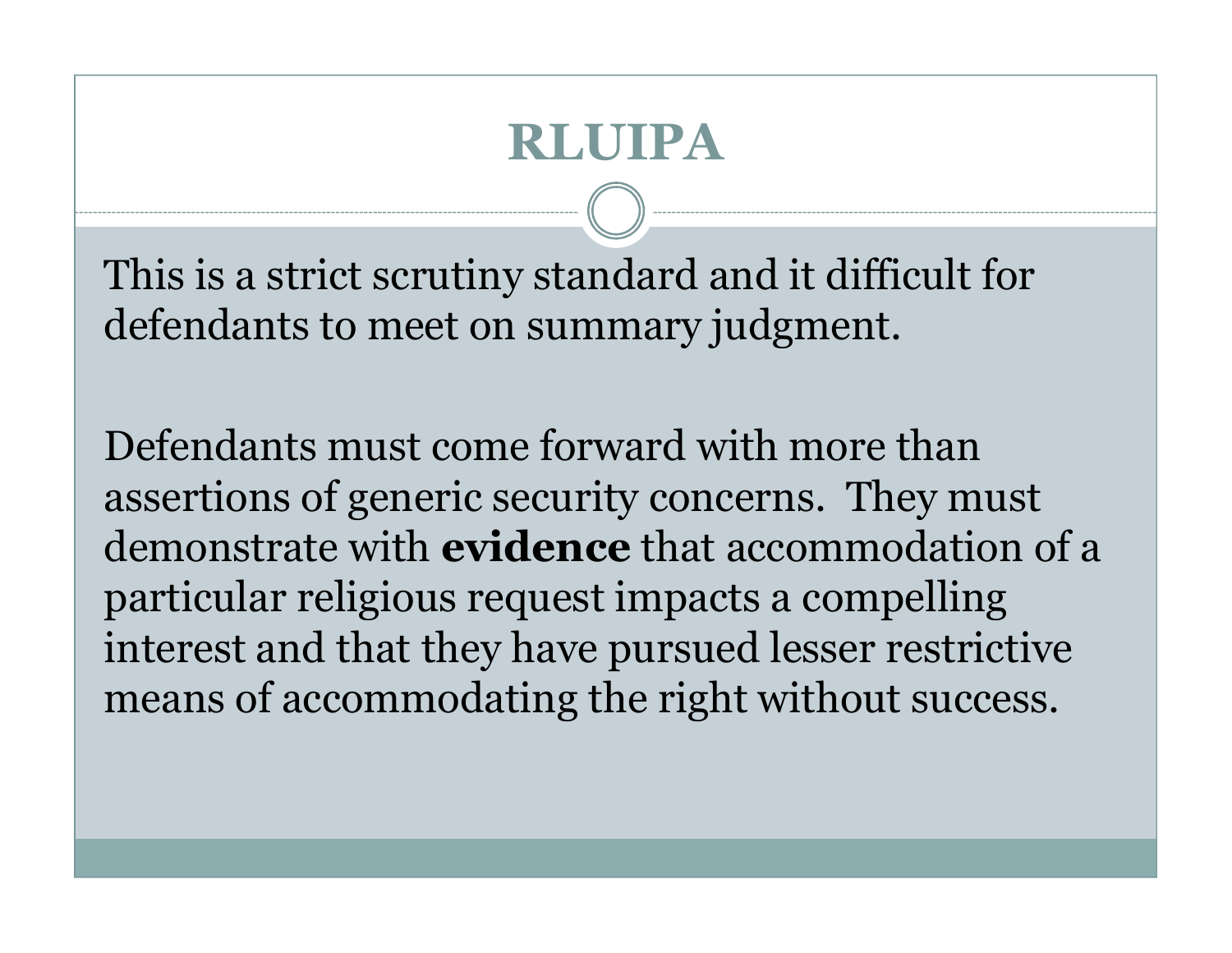# RLUIPA

This is a strict scrutiny standard and it difficult for defendants to meet on summary judgment.

Defendants must come forward with more than assertions of generic security concerns. They must demonstrate with **evidence** that accommodation of a particular religious request impacts a compelling interest and that they have pursued lesser restrictive means of accommodating the right without success.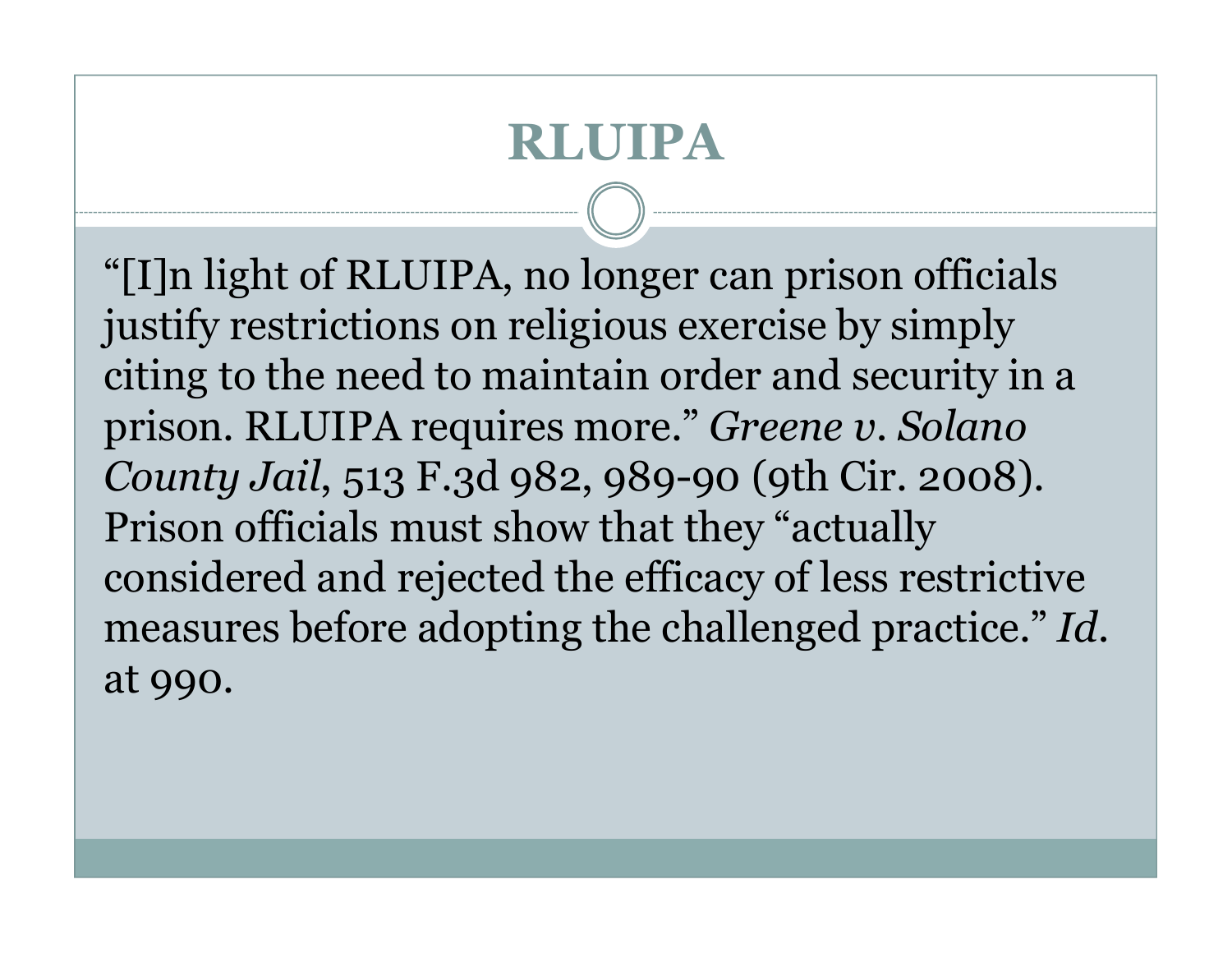# RLUIPA

"[I]n light of RLUIPA, no longer can prison officials justify restrictions on religious exercise by simply citing to the need to maintain order and security in a prison. RLUIPA requires more." *Greene v. Solano County Jail*, 513 F.3d 982, 989-90 (9th Cir. 2008). Prison officials must show that they "actually considered and rejected the efficacy of less restrictive measures before adopting the challenged practice." *Id.* at 990.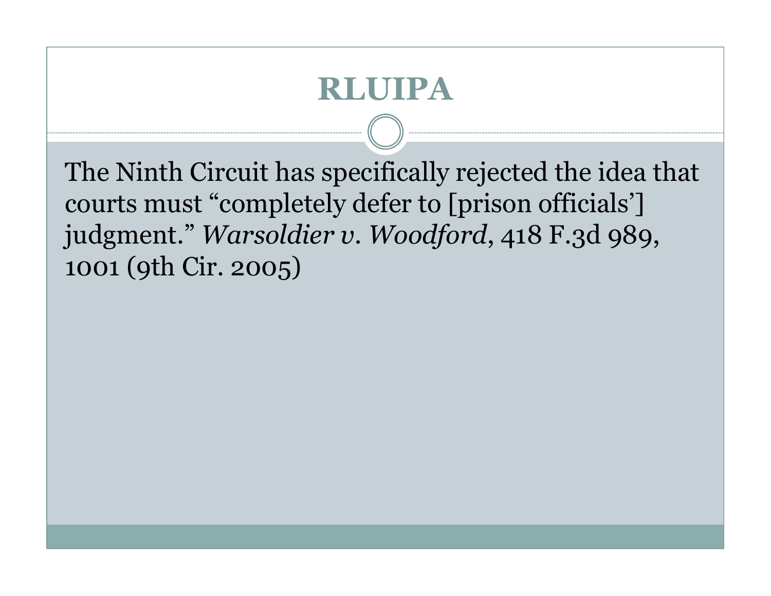# RLUIPA

The Ninth Circuit has specifically rejected the idea that courts must "completely defer to [prison officials'] judgment." *Warsoldier v. Woodford*, 418 F.3d 989, 1001 (9th Cir. 2005)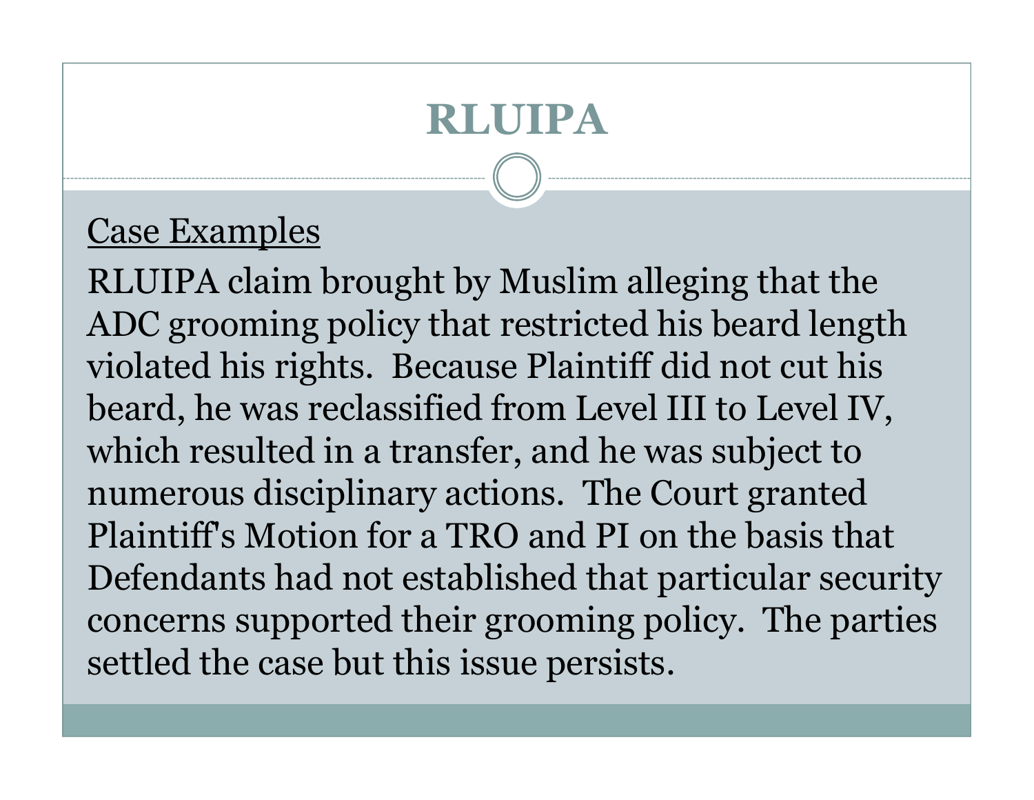# RLUIPA

Case Examples

RLUIPA claim brought by Muslim alleging that the ADC grooming policy that restricted his beard length violated his rights. Because Plaintiff did not cut his beard, he was reclassified from Level III to Level IV, which resulted in a transfer, and he was subject to numerous disciplinary actions. The Court granted Plaintiff's Motion for a TRO and PI on the basis that Defendants had not established that particular security concerns supported their grooming policy. The parties settled the case but this issue persists.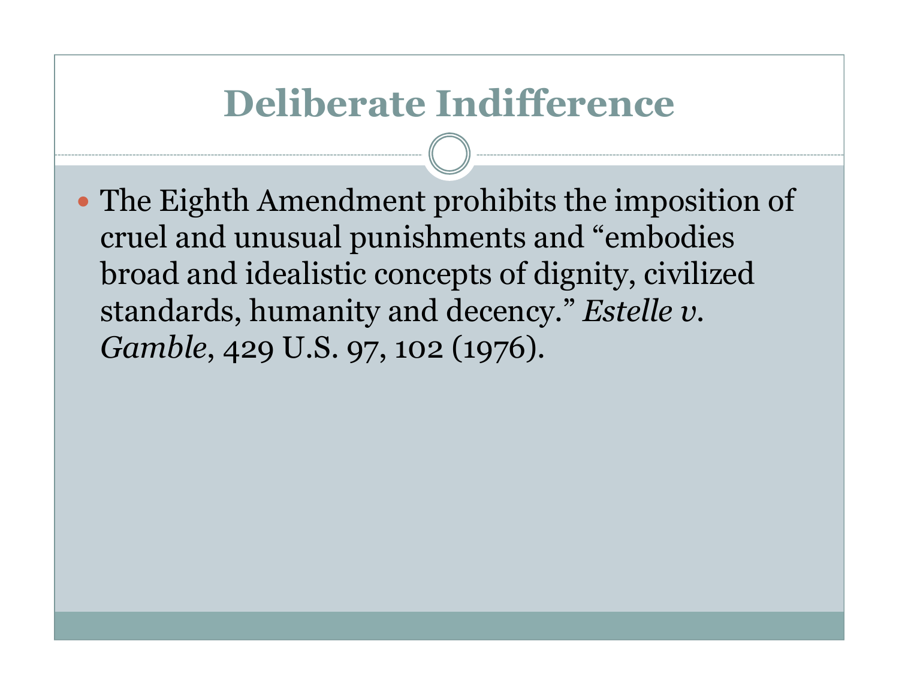# Deliberate Indifference

- The Eighth Amendment prohibits the imposition of cruel and unusual punishments and "embodies broad and idealistic concepts of dignity, civilized standards, humanity and decency." *Estelle v. Gamble*, 429 U.S. 97, 102 (1976).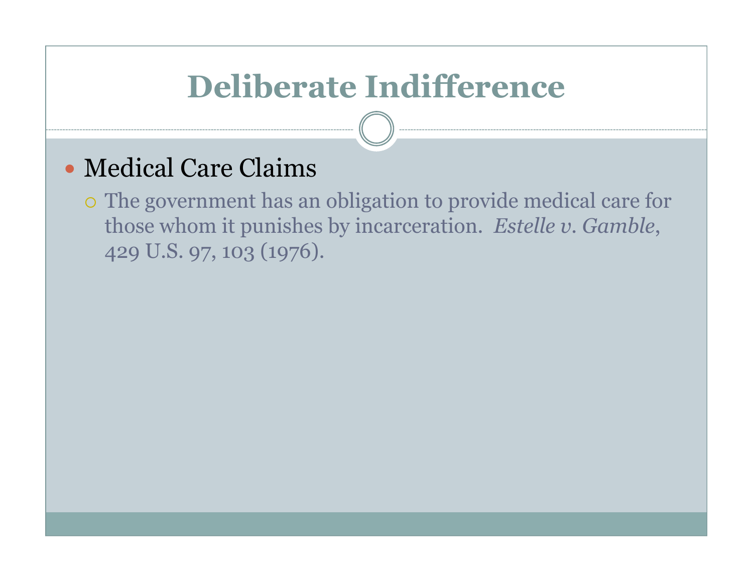# Deliberate Indifference

- Medical Care Claims
  - The government has an obligation to provide medical care for those whom it punishes by incarceration. *Estelle v. Gamble*, 429 U.S. 97, 103 (1976).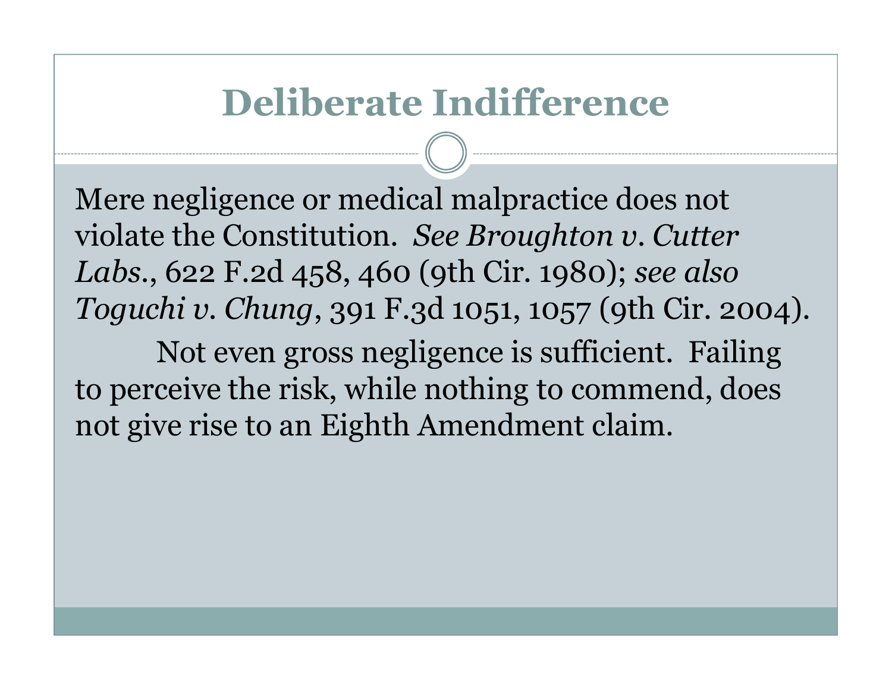# Deliberate Indifference

Mere negligence or medical malpractice does not violate the Constitution. *See Broughton v. Cutter Labs.*, 622 F.2d 458, 460 (9th Cir. 1980); *see also Toguchi v. Chung*, 391 F.3d 1051, 1057 (9th Cir. 2004).

Not even gross negligence is sufficient. Failing to perceive the risk, while nothing to commend, does not give rise to an Eighth Amendment claim.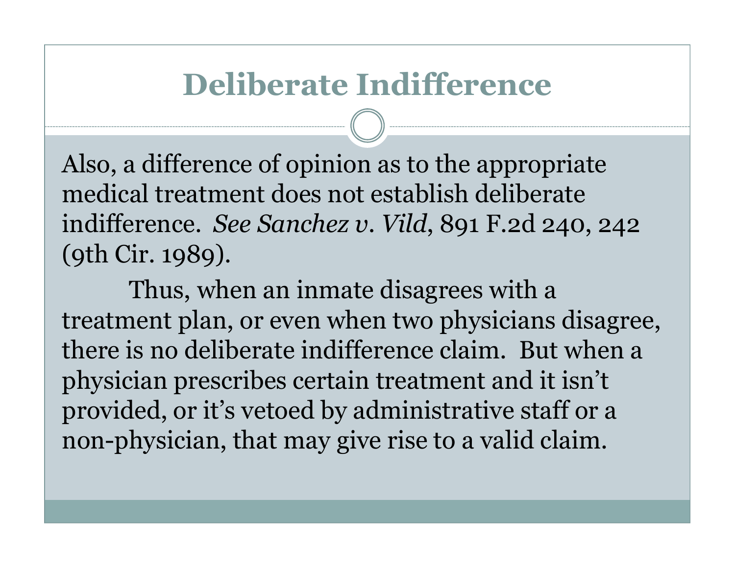# Deliberate Indifference

Also, a difference of opinion as to the appropriate medical treatment does not establish deliberate indifference. *See Sanchez v. Vild*, 891 F.2d 240, 242 (9th Cir. 1989).

Thus, when an inmate disagrees with a treatment plan, or even when two physicians disagree, there is no deliberate indifference claim. But when a physician prescribes certain treatment and it isn't provided, or it's vetoed by administrative staff or a non-physician, that may give rise to a valid claim.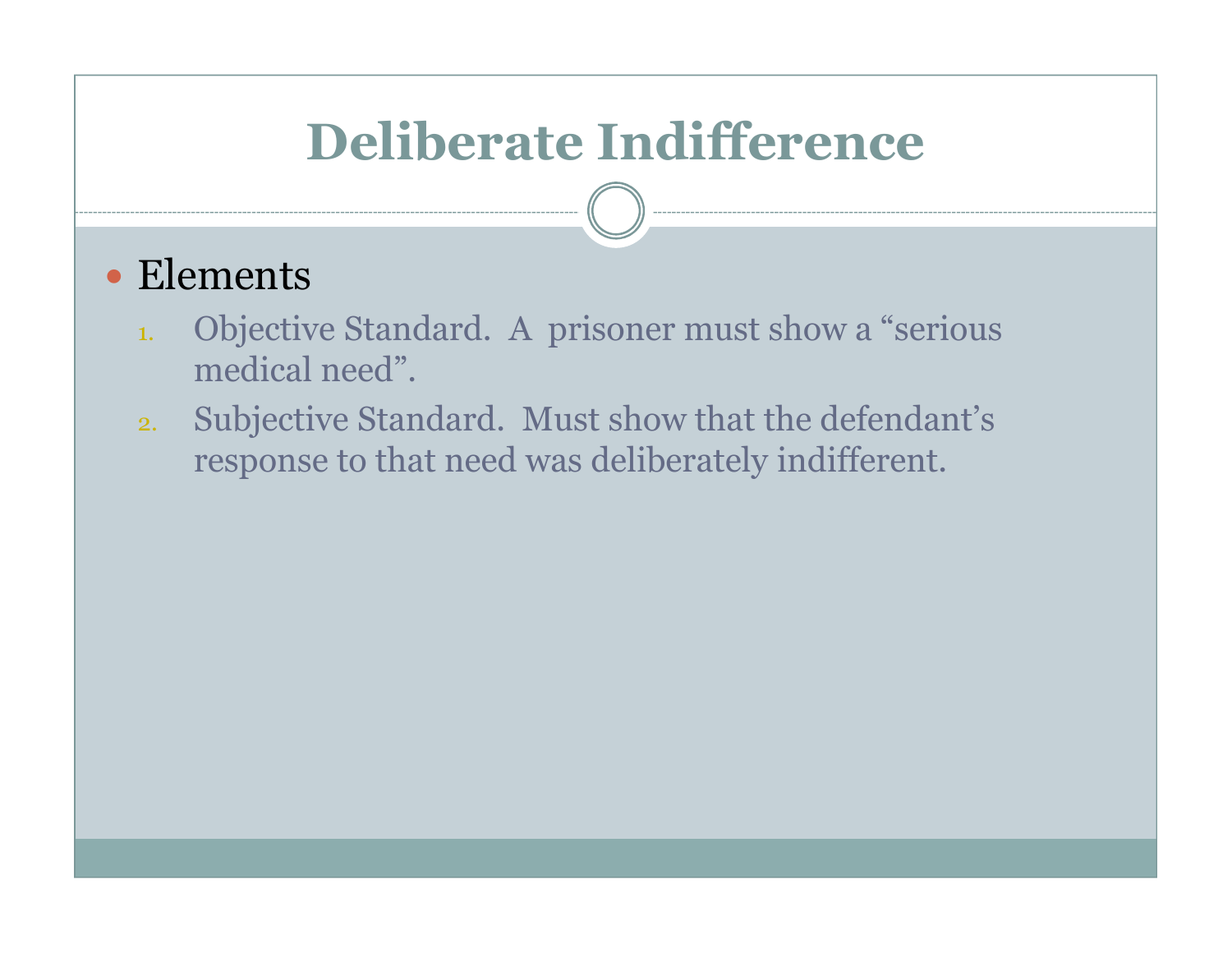# Deliberate Indifference

- Elements
  1. Objective Standard. A prisoner must show a "serious medical need".
  2. Subjective Standard. Must show that the defendant's response to that need was deliberately indifferent.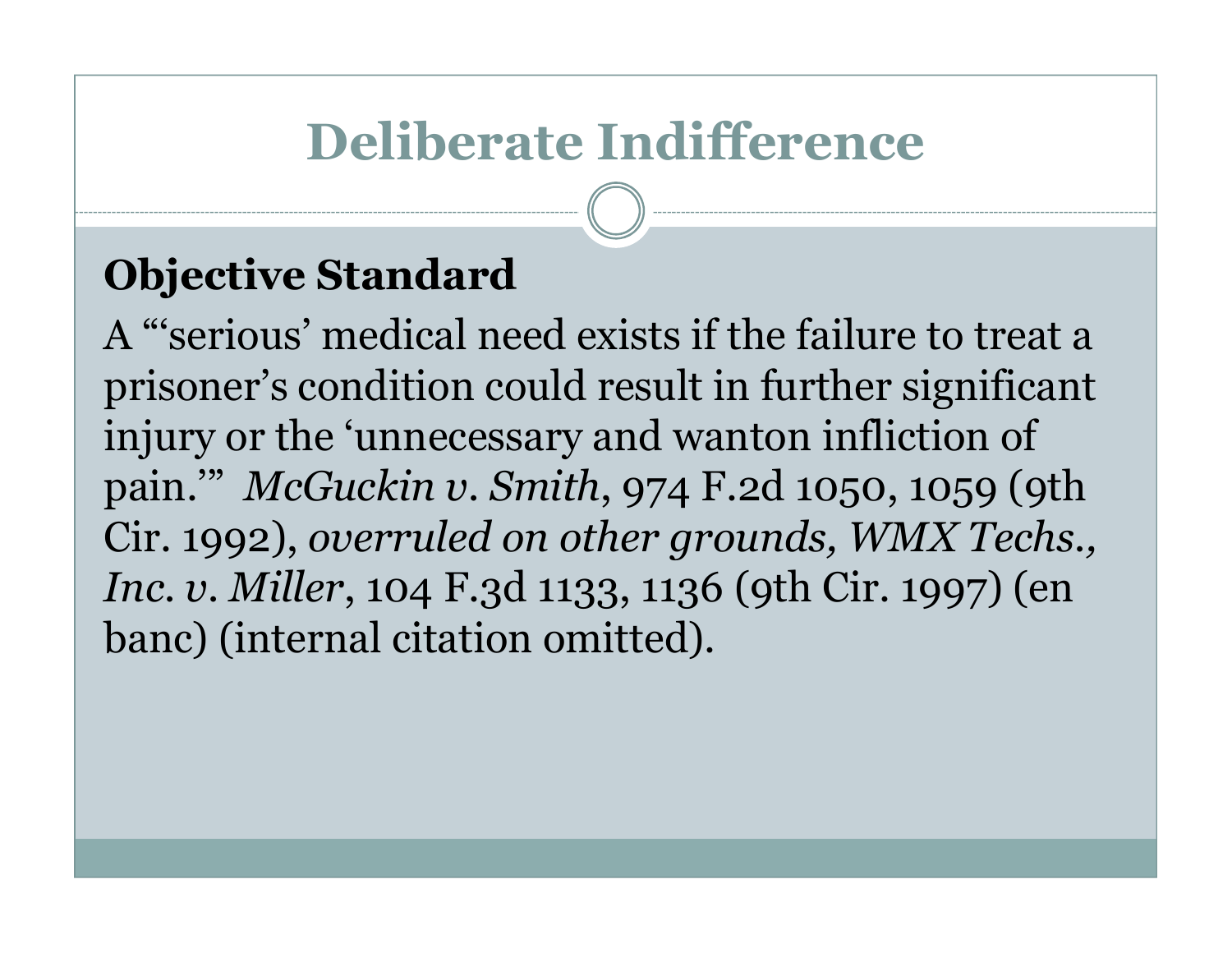# Deliberate Indifference

**Objective Standard**

A "'serious' medical need exists if the failure to treat a prisoner's condition could result in further significant injury or the 'unnecessary and wanton infliction of pain.'" *McGuckin v. Smith*, 974 F.2d 1050, 1059 (9th Cir. 1992), *overruled on other grounds, WMX Techs., Inc. v. Miller*, 104 F.3d 1133, 1136 (9th Cir. 1997) (en banc) (internal citation omitted).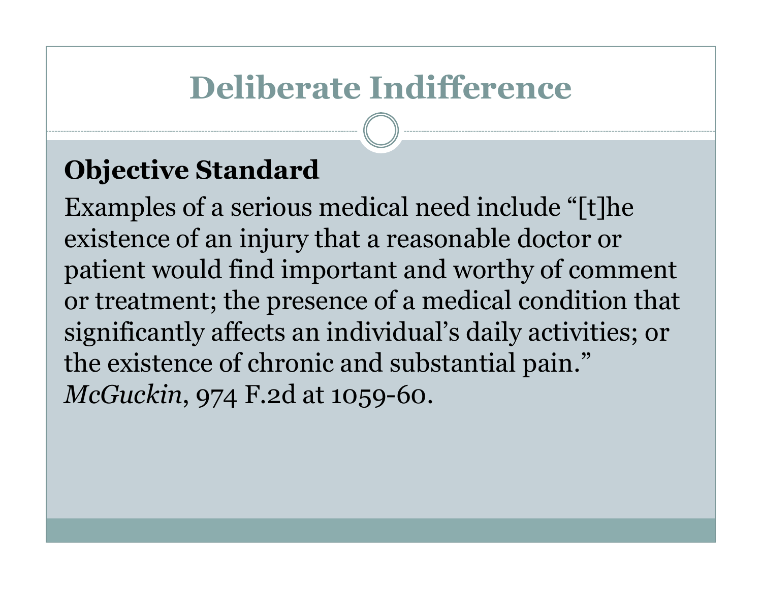# Deliberate Indifference

**Objective Standard**

Examples of a serious medical need include "[t]he existence of an injury that a reasonable doctor or patient would find important and worthy of comment or treatment; the presence of a medical condition that significantly affects an individual's daily activities; or the existence of chronic and substantial pain." *McGuckin*, 974 F.2d at 1059-60.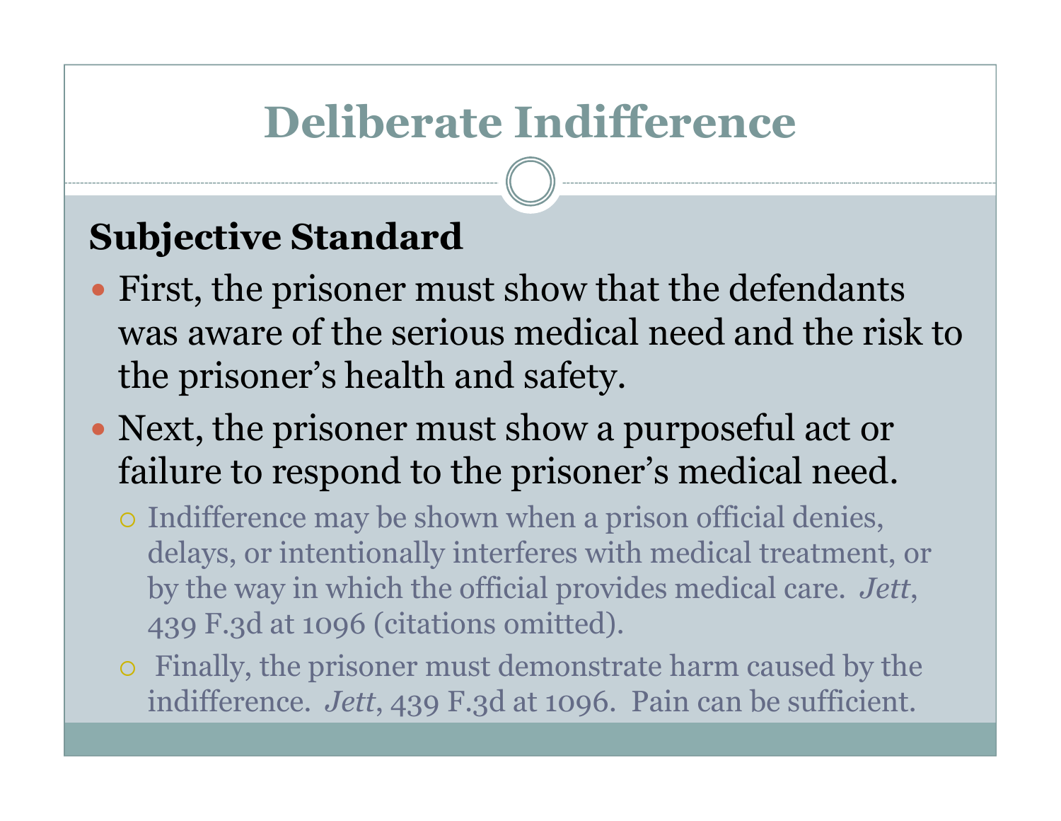# Deliberate Indifference

## Subjective Standard

- First, the prisoner must show that the defendants was aware of the serious medical need and the risk to the prisoner's health and safety.
- Next, the prisoner must show a purposeful act or failure to respond to the prisoner's medical need.
  - Indifference may be shown when a prison official denies, delays, or intentionally interferes with medical treatment, or by the way in which the official provides medical care. *Jett*, 439 F.3d at 1096 (citations omitted).
  - Finally, the prisoner must demonstrate harm caused by the indifference. *Jett*, 439 F.3d at 1096. Pain can be sufficient.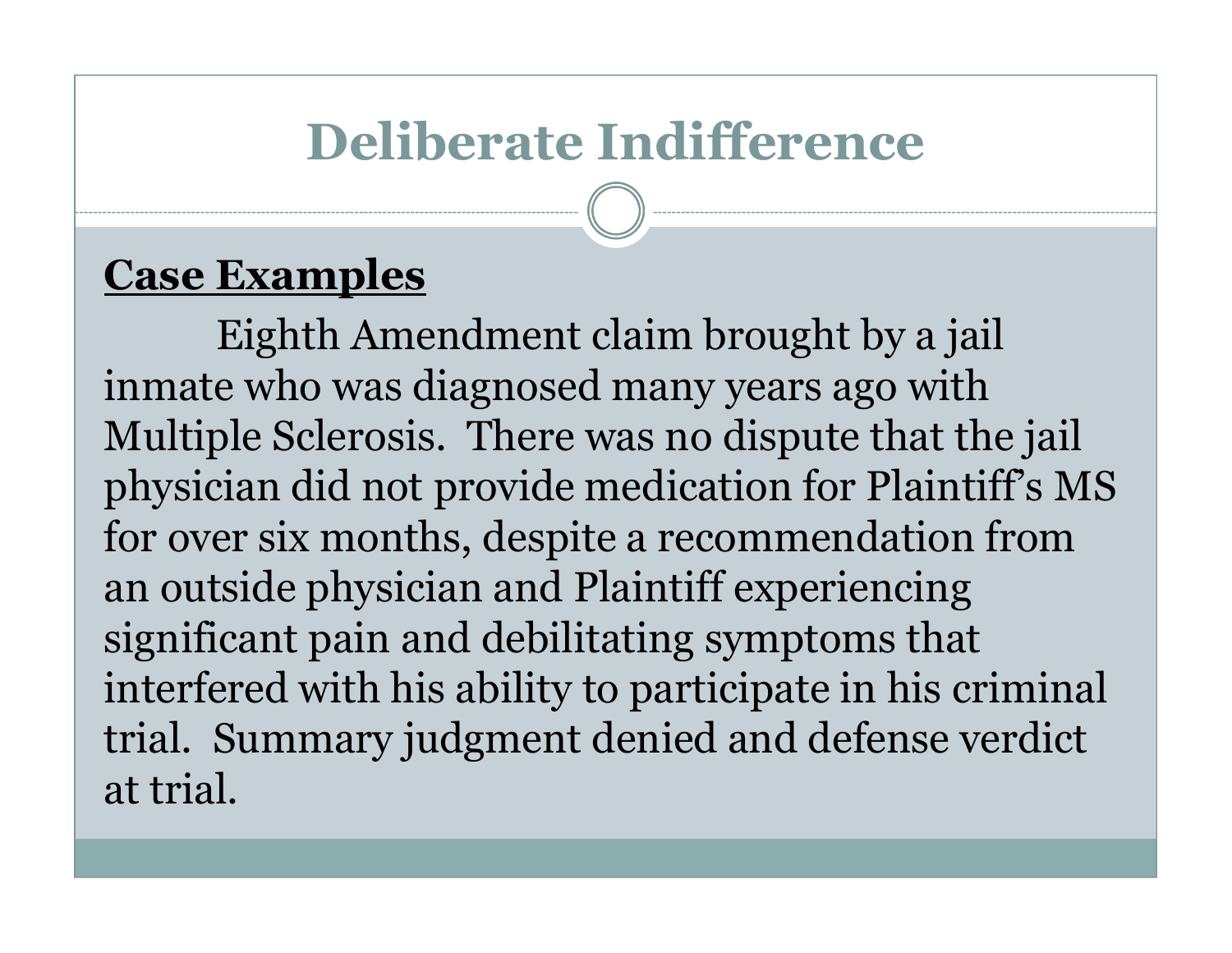# Deliberate Indifference

**Case Examples**

Eighth Amendment claim brought by a jail inmate who was diagnosed many years ago with Multiple Sclerosis. There was no dispute that the jail physician did not provide medication for Plaintiff's MS for over six months, despite a recommendation from an outside physician and Plaintiff experiencing significant pain and debilitating symptoms that interfered with his ability to participate in his criminal trial. Summary judgment denied and defense verdict at trial.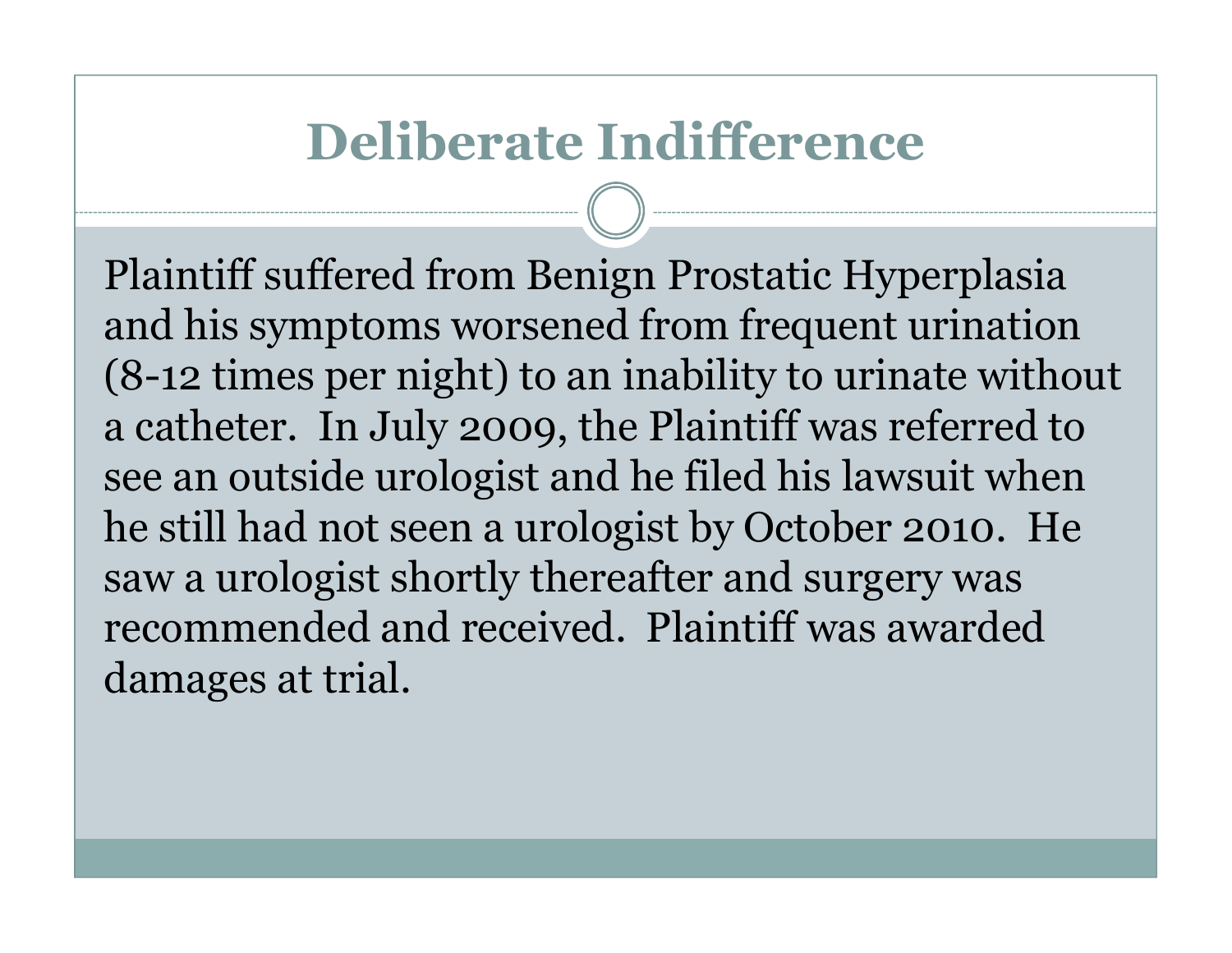# Deliberate Indifference

Plaintiff suffered from Benign Prostatic Hyperplasia and his symptoms worsened from frequent urination (8-12 times per night) to an inability to urinate without a catheter. In July 2009, the Plaintiff was referred to see an outside urologist and he filed his lawsuit when he still had not seen a urologist by October 2010. He saw a urologist shortly thereafter and surgery was recommended and received. Plaintiff was awarded damages at trial.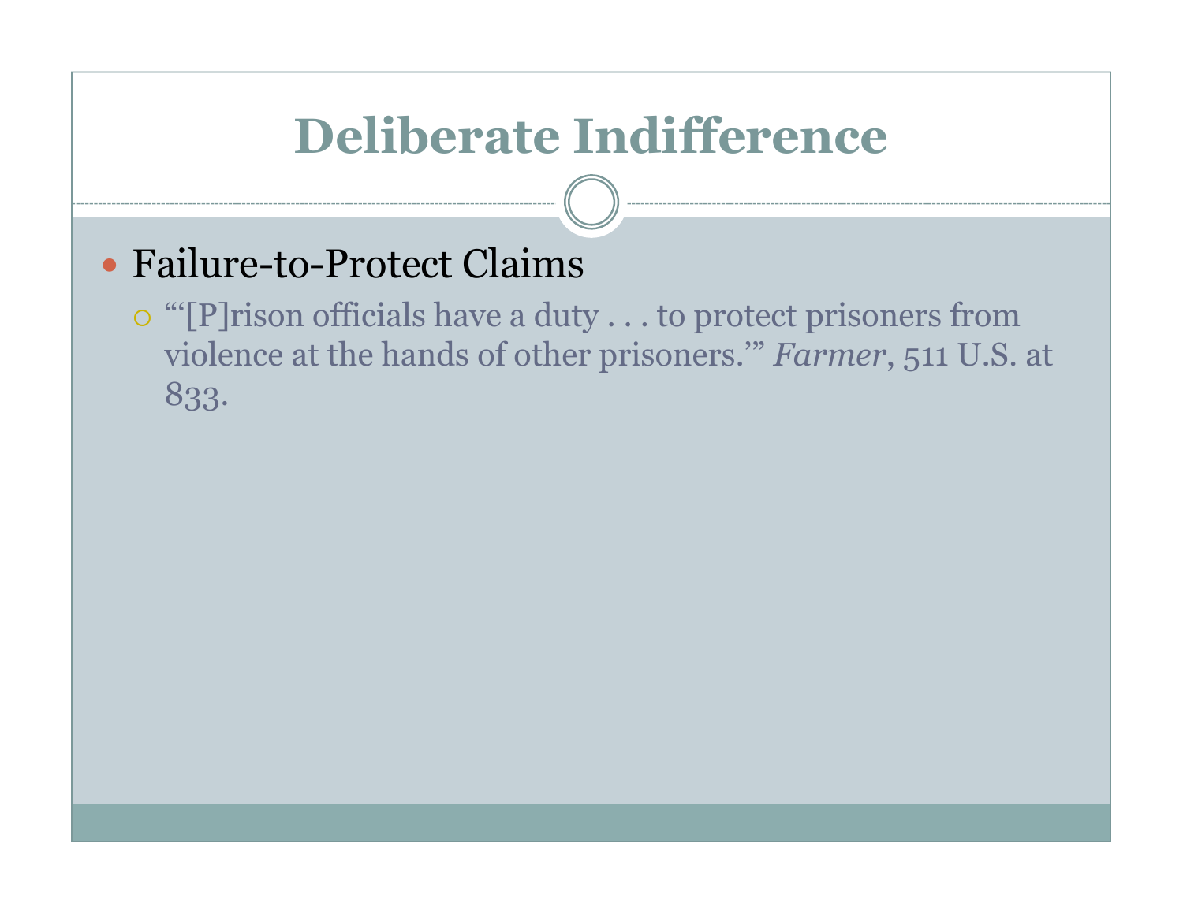# Deliberate Indifference

- Failure-to-Protect Claims
  - "'[P]rison officials have a duty . . . to protect prisoners from violence at the hands of other prisoners.'" *Farmer*, 511 U.S. at 833.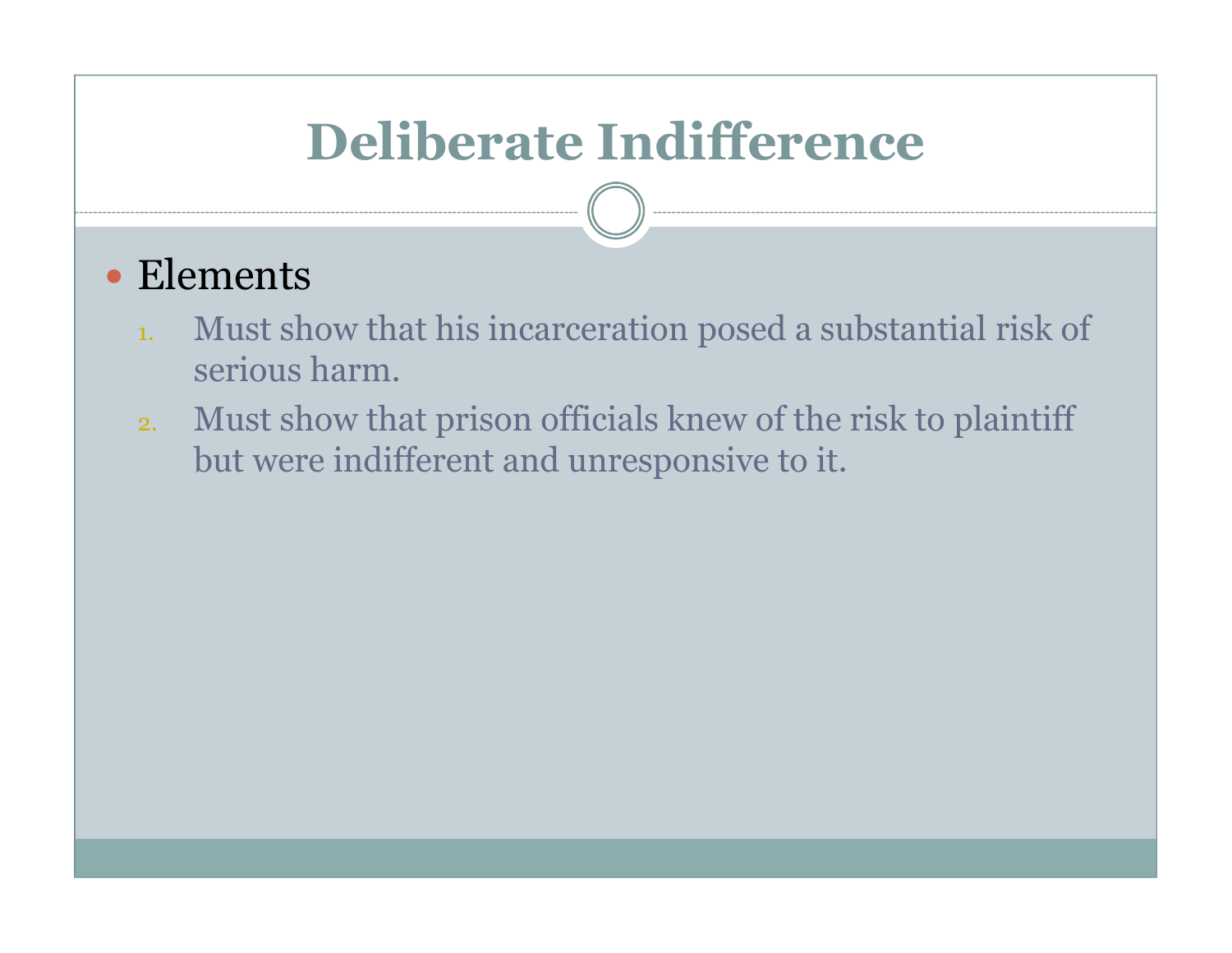# Deliberate Indifference

- Elements
  1. Must show that his incarceration posed a substantial risk of serious harm.
  2. Must show that prison officials knew of the risk to plaintiff but were indifferent and unresponsive to it.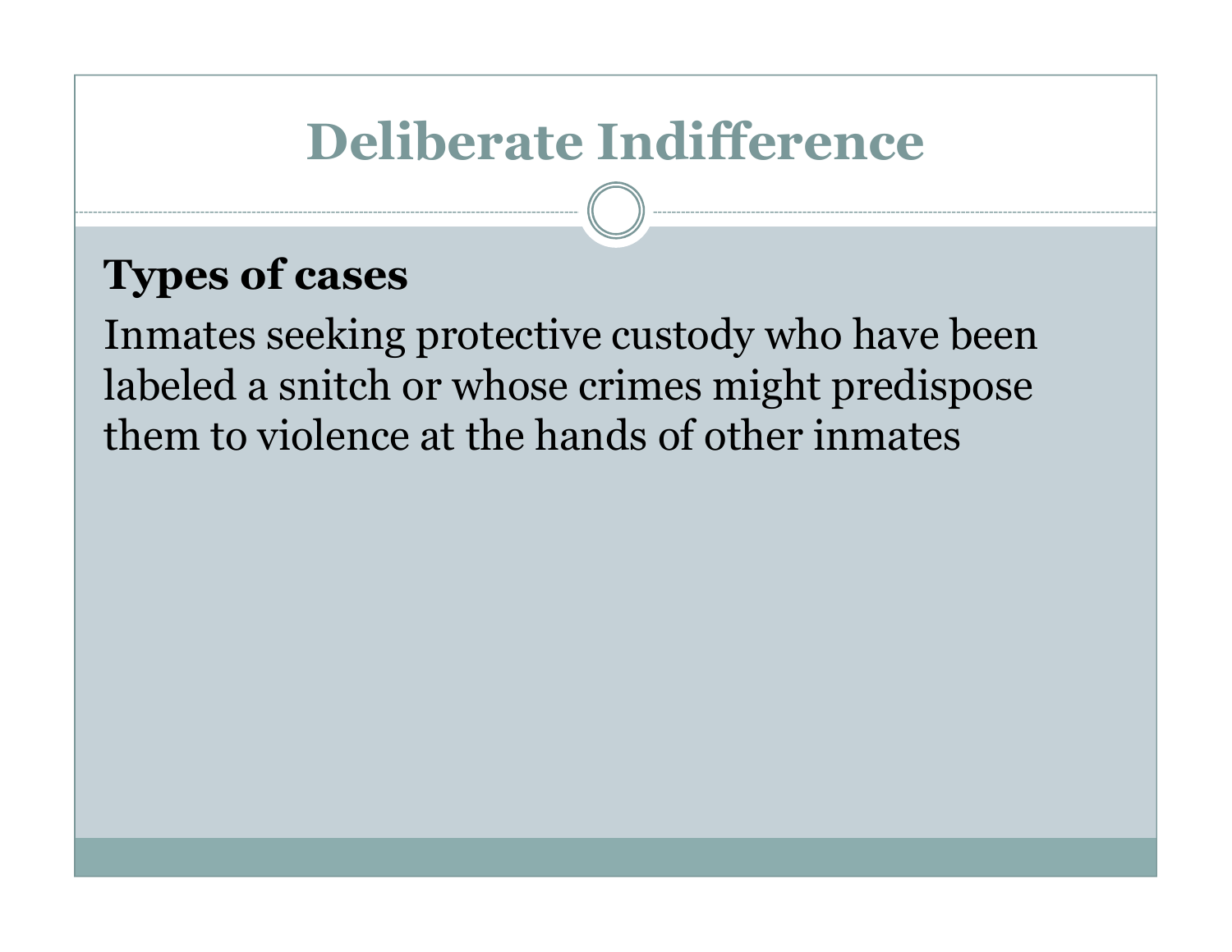# Deliberate Indifference

**Types of cases**

Inmates seeking protective custody who have been labeled a snitch or whose crimes might predispose them to violence at the hands of other inmates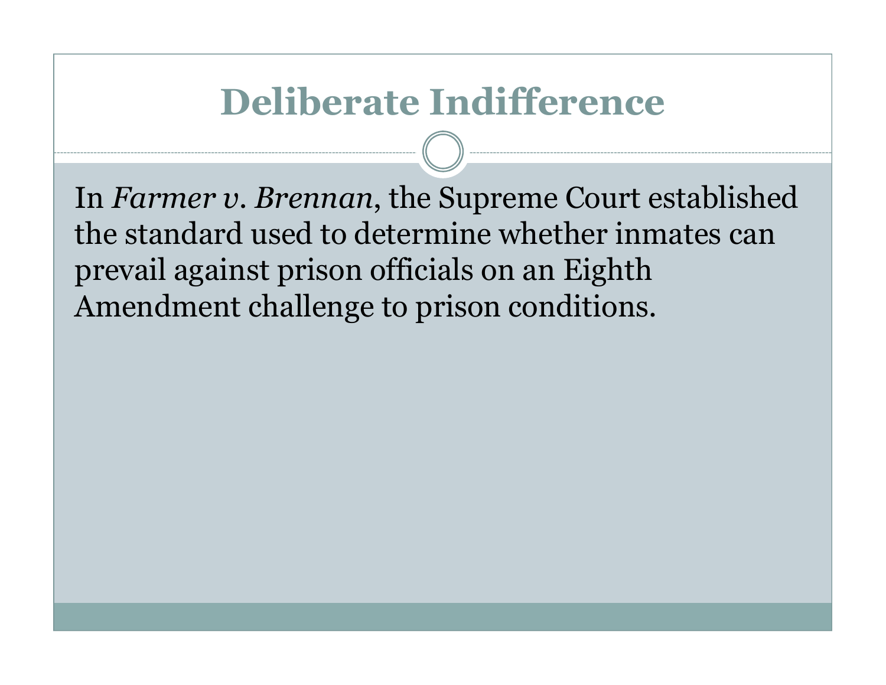# Deliberate Indifference

In *Farmer v. Brennan*, the Supreme Court established the standard used to determine whether inmates can prevail against prison officials on an Eighth Amendment challenge to prison conditions.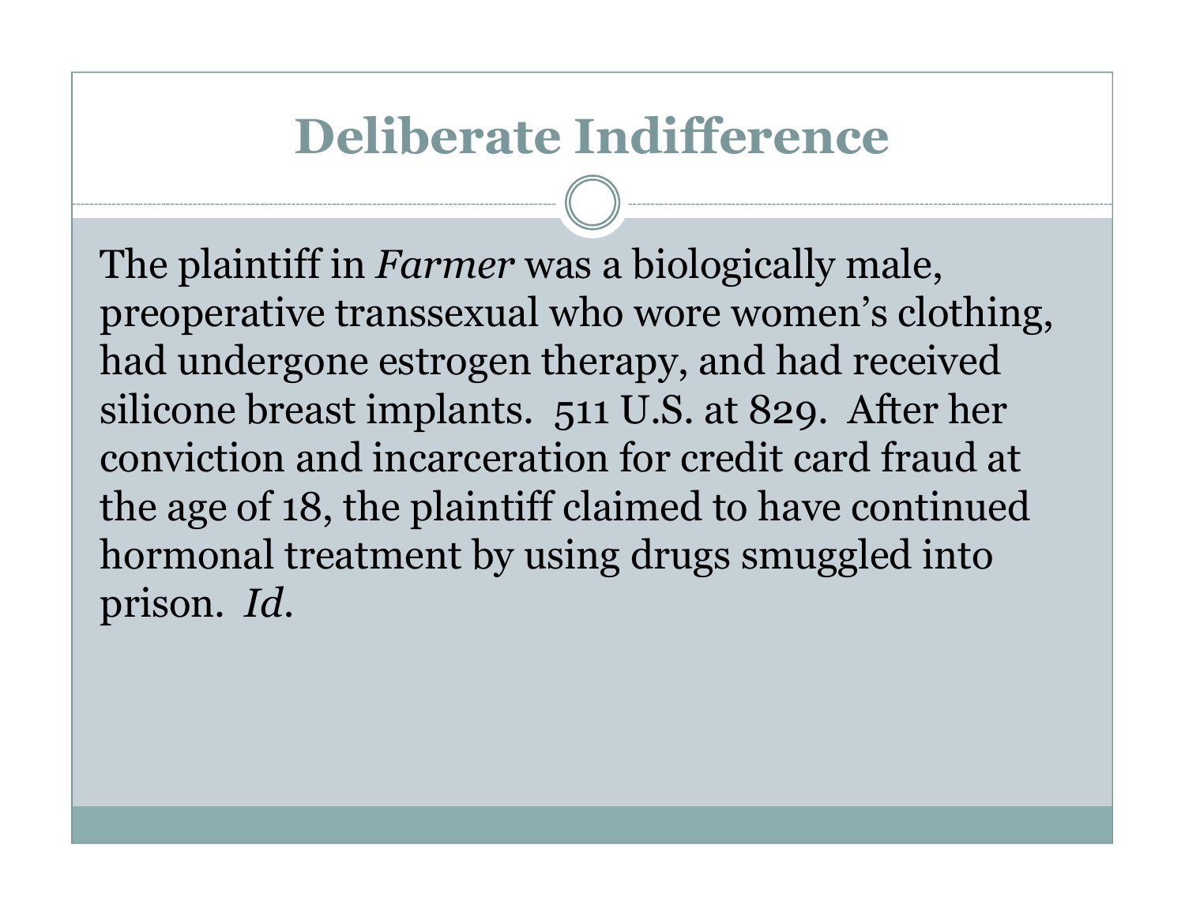# Deliberate Indifference

The plaintiff in *Farmer* was a biologically male, preoperative transsexual who wore women's clothing, had undergone estrogen therapy, and had received silicone breast implants. 511 U.S. at 829. After her conviction and incarceration for credit card fraud at the age of 18, the plaintiff claimed to have continued hormonal treatment by using drugs smuggled into prison. *Id.*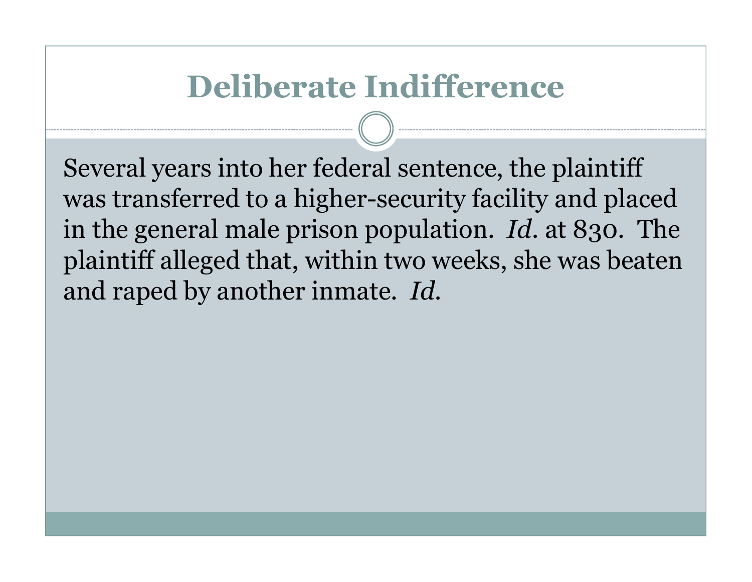# Deliberate Indifference

Several years into her federal sentence, the plaintiff was transferred to a higher-security facility and placed in the general male prison population. *Id.* at 830. The plaintiff alleged that, within two weeks, she was beaten and raped by another inmate. *Id.*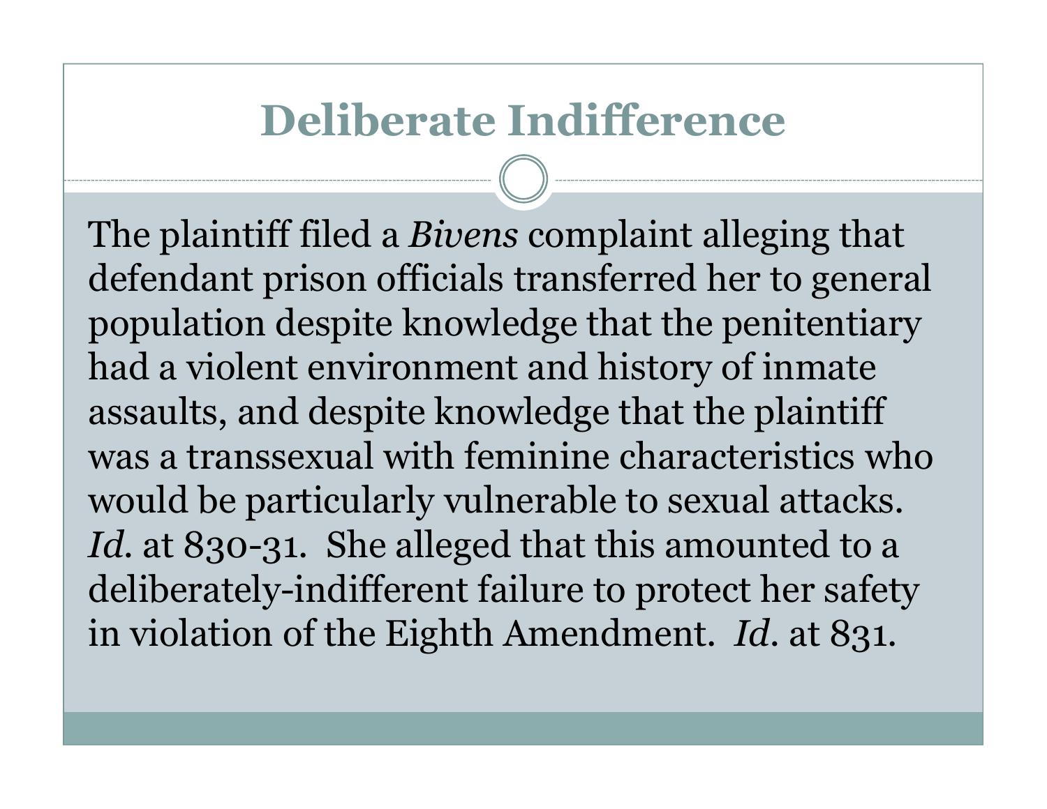# Deliberate Indifference

The plaintiff filed a *Bivens* complaint alleging that defendant prison officials transferred her to general population despite knowledge that the penitentiary had a violent environment and history of inmate assaults, and despite knowledge that the plaintiff was a transsexual with feminine characteristics who would be particularly vulnerable to sexual attacks. *Id.* at 830-31. She alleged that this amounted to a deliberately-indifferent failure to protect her safety in violation of the Eighth Amendment. *Id.* at 831.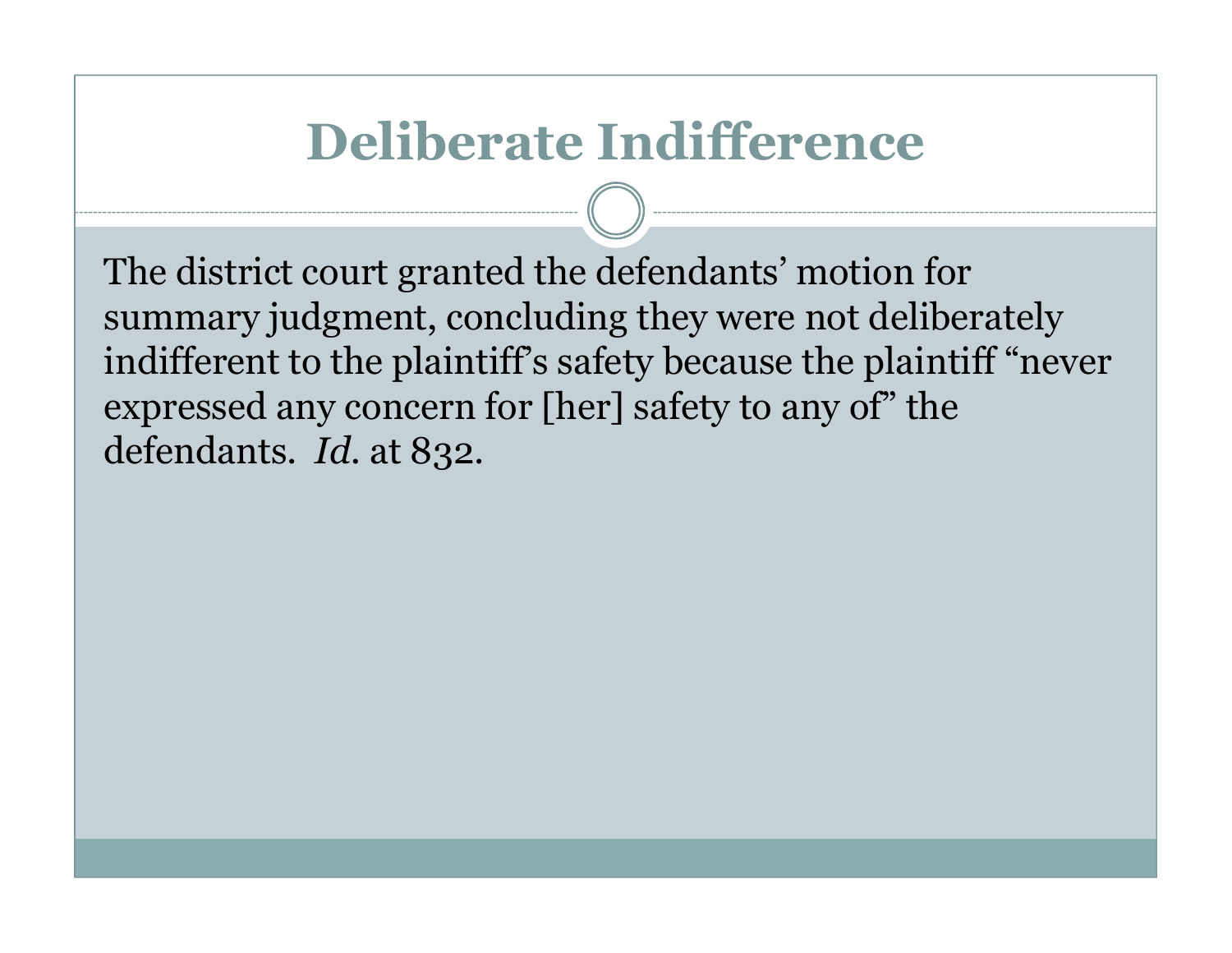# Deliberate Indifference

The district court granted the defendants' motion for summary judgment, concluding they were not deliberately indifferent to the plaintiff's safety because the plaintiff "never expressed any concern for [her] safety to any of" the defendants. *Id.* at 832.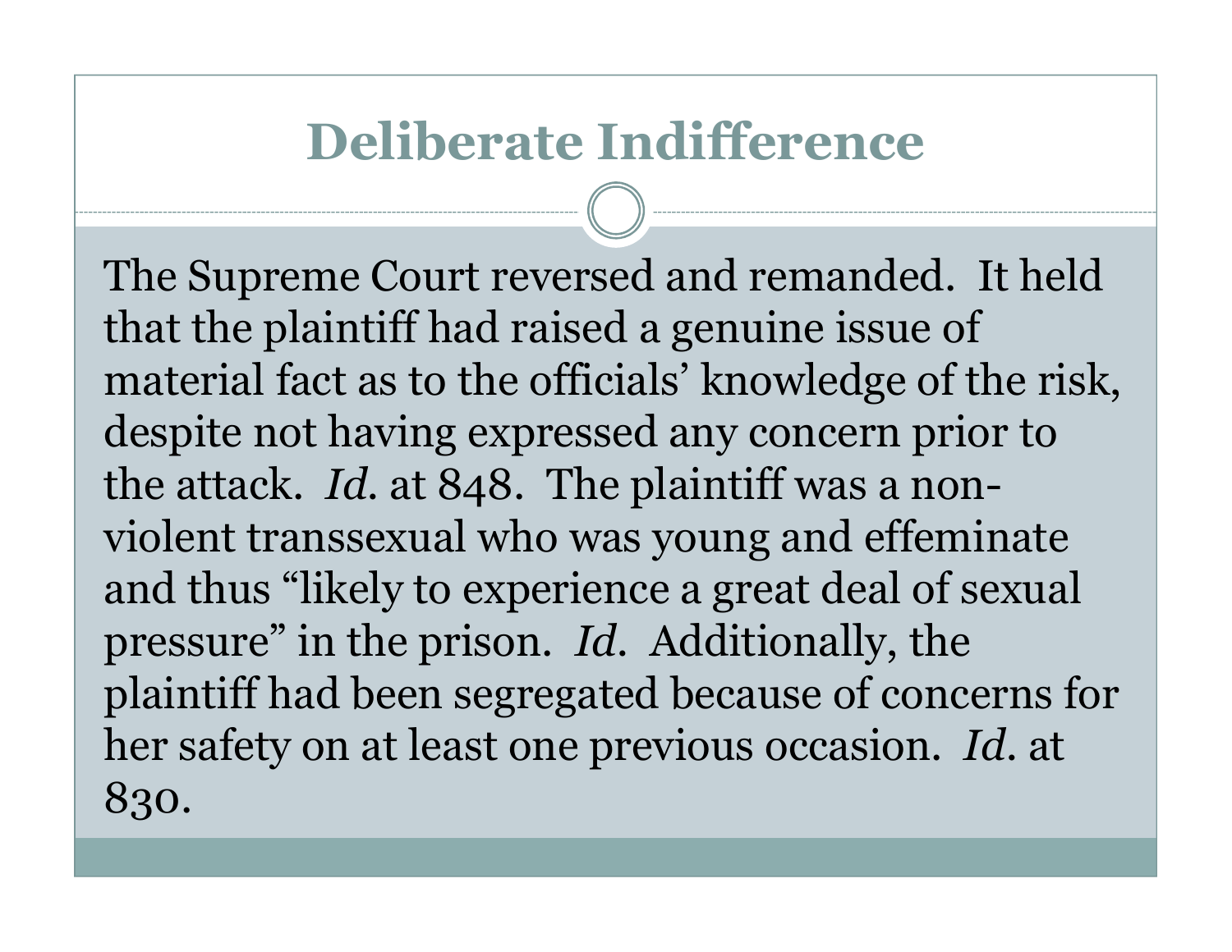# Deliberate Indifference

The Supreme Court reversed and remanded. It held that the plaintiff had raised a genuine issue of material fact as to the officials' knowledge of the risk, despite not having expressed any concern prior to the attack. *Id.* at 848. The plaintiff was a non-violent transsexual who was young and effeminate and thus "likely to experience a great deal of sexual pressure" in the prison. *Id.* Additionally, the plaintiff had been segregated because of concerns for her safety on at least one previous occasion. *Id.* at 830.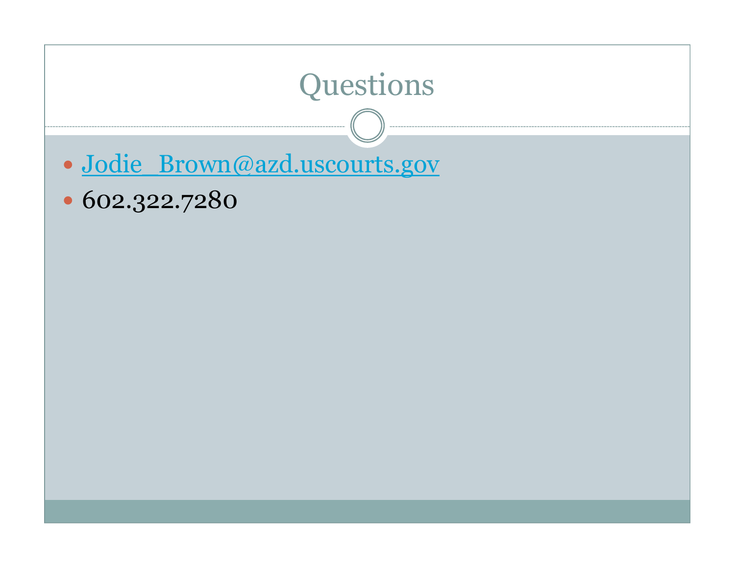# Questions

- Jodie_Brown@azd.uscourts.gov
- 602.322.7280